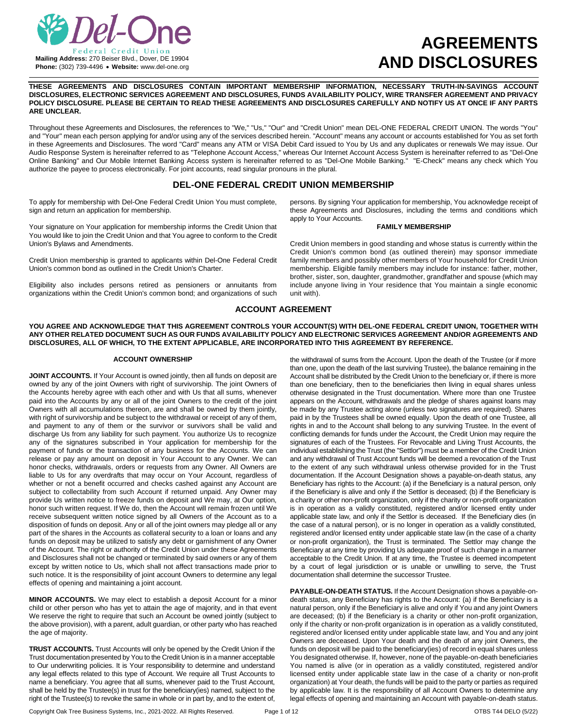Del-One Federal Credit Union

**Mailing Address:** 270 Beiser Blvd., Dover, DE 19904
**Phone:** (302) 739-4496 • **Website:** www.del-one.org

# AGREEMENTS AND DISCLOSURES

**THESE AGREEMENTS AND DISCLOSURES CONTAIN IMPORTANT MEMBERSHIP INFORMATION, NECESSARY TRUTH-IN-SAVINGS ACCOUNT DISCLOSURES, ELECTRONIC SERVICES AGREEMENT AND DISCLOSURES, FUNDS AVAILABILITY POLICY, WIRE TRANSFER AGREEMENT AND PRIVACY POLICY DISCLOSURE. PLEASE BE CERTAIN TO READ THESE AGREEMENTS AND DISCLOSURES CAREFULLY AND NOTIFY US AT ONCE IF ANY PARTS ARE UNCLEAR.**

Throughout these Agreements and Disclosures, the references to "We," "Us," "Our" and "Credit Union" mean DEL-ONE FEDERAL CREDIT UNION. The words "You" and "Your" mean each person applying for and/or using any of the services described herein. "Account" means any account or accounts established for You as set forth in these Agreements and Disclosures. The word "Card" means any ATM or VISA Debit Card issued to You by Us and any duplicates or renewals We may issue. Our Audio Response System is hereinafter referred to as "Telephone Account Access," whereas Our Internet Account Access System is hereinafter referred to as "Del-One Online Banking" and Our Mobile Internet Banking Access system is hereinafter referred to as "Del-One Mobile Banking." "E-Check" means any check which You authorize the payee to process electronically. For joint accounts, read singular pronouns in the plural.

## DEL-ONE FEDERAL CREDIT UNION MEMBERSHIP

To apply for membership with Del-One Federal Credit Union You must complete, sign and return an application for membership.

Your signature on Your application for membership informs the Credit Union that You would like to join the Credit Union and that You agree to conform to the Credit Union's Bylaws and Amendments.

Credit Union membership is granted to applicants within Del-One Federal Credit Union's common bond as outlined in the Credit Union's Charter.

Eligibility also includes persons retired as pensioners or annuitants from organizations within the Credit Union's common bond; and organizations of such persons. By signing Your application for membership, You acknowledge receipt of these Agreements and Disclosures, including the terms and conditions which apply to Your Accounts.

### FAMILY MEMBERSHIP

Credit Union members in good standing and whose status is currently within the Credit Union's common bond (as outlined therein) may sponsor immediate family members and possibly other members of Your household for Credit Union membership. Eligible family members may include for instance: father, mother, brother, sister, son, daughter, grandmother, grandfather and spouse (which may include anyone living in Your residence that You maintain a single economic unit with).

## ACCOUNT AGREEMENT

**YOU AGREE AND ACKNOWLEDGE THAT THIS AGREEMENT CONTROLS YOUR ACCOUNT(S) WITH DEL-ONE FEDERAL CREDIT UNION, TOGETHER WITH ANY OTHER RELATED DOCUMENT SUCH AS OUR FUNDS AVAILABILITY POLICY AND ELECTRONIC SERVICES AGREEMENT AND/OR AGREEMENTS AND DISCLOSURES, ALL OF WHICH, TO THE EXTENT APPLICABLE, ARE INCORPORATED INTO THIS AGREEMENT BY REFERENCE.**

### ACCOUNT OWNERSHIP

**JOINT ACCOUNTS.** If Your Account is owned jointly, then all funds on deposit are owned by any of the joint Owners with right of survivorship. The joint Owners of the Accounts hereby agree with each other and with Us that all sums, whenever paid into the Accounts by any or all of the joint Owners to the credit of the joint Owners with all accumulations thereon, are and shall be owned by them jointly, with right of survivorship and be subject to the withdrawal or receipt of any of them, and payment to any of them or the survivor or survivors shall be valid and discharge Us from any liability for such payment. You authorize Us to recognize any of the signatures subscribed in Your application for membership for the payment of funds or the transaction of any business for the Accounts. We can release or pay any amount on deposit in Your Account to any Owner. We can honor checks, withdrawals, orders or requests from any Owner. All Owners are liable to Us for any overdrafts that may occur on Your Account, regardless of whether or not a benefit occurred and checks cashed against any Account are subject to collectability from such Account if returned unpaid. Any Owner may provide Us written notice to freeze funds on deposit and We may, at Our option, honor such written request. If We do, then the Account will remain frozen until We receive subsequent written notice signed by all Owners of the Account as to a disposition of funds on deposit. Any or all of the joint owners may pledge all or any part of the shares in the Accounts as collateral security to a loan or loans and any funds on deposit may be utilized to satisfy any debt or garnishment of any Owner of the Account. The right or authority of the Credit Union under these Agreements and Disclosures shall not be changed or terminated by said owners or any of them except by written notice to Us, which shall not affect transactions made prior to such notice. It is the responsibility of joint account Owners to determine any legal effects of opening and maintaining a joint account.

**MINOR ACCOUNTS.** We may elect to establish a deposit Account for a minor child or other person who has yet to attain the age of majority, and in that event We reserve the right to require that such an Account be owned jointly (subject to the above provision), with a parent, adult guardian, or other party who has reached the age of majority.

**TRUST ACCOUNTS.** Trust Accounts will only be opened by the Credit Union if the Trust documentation presented by You to the Credit Union is in a manner acceptable to Our underwriting policies. It is Your responsibility to determine and understand any legal effects related to this type of Account. We require all Trust Accounts to name a beneficiary. You agree that all sums, whenever paid to the Trust Account, shall be held by the Trustee(s) in trust for the beneficiary(ies) named, subject to the right of the Trustee(s) to revoke the same in whole or in part by, and to the extent of, the withdrawal of sums from the Account. Upon the death of the Trustee (or if more than one, upon the death of the last surviving Trustee), the balance remaining in the Account shall be distributed by the Credit Union to the beneficiary or, if there is more than one beneficiary, then to the beneficiaries then living in equal shares unless otherwise designated in the Trust documentation. Where more than one Trustee appears on the Account, withdrawals and the pledge of shares against loans may be made by any Trustee acting alone (unless two signatures are required). Shares paid in by the Trustees shall be owned equally. Upon the death of one Trustee, all rights in and to the Account shall belong to any surviving Trustee. In the event of conflicting demands for funds under the Account, the Credit Union may require the signatures of each of the Trustees. For Revocable and Living Trust Accounts, the individual establishing the Trust (the "Settlor") must be a member of the Credit Union and any withdrawal of Trust Account funds will be deemed a revocation of the Trust to the extent of any such withdrawal unless otherwise provided for in the Trust documentation. If the Account Designation shows a payable-on-death status, any Beneficiary has rights to the Account: (a) if the Beneficiary is a natural person, only if the Beneficiary is alive and only if the Settlor is deceased; (b) if the Beneficiary is a charity or other non-profit organization, only if the charity or non-profit organization is in operation as a validly constituted, registered and/or licensed entity under applicable state law, and only if the Settlor is deceased. If the Beneficiary dies (in the case of a natural person), or is no longer in operation as a validly constituted, registered and/or licensed entity under applicable state law (in the case of a charity or non-profit organization), the Trust is terminated. The Settlor may change the Beneficiary at any time by providing Us adequate proof of such change in a manner acceptable to the Credit Union. If at any time, the Trustee is deemed incompetent by a court of legal jurisdiction or is unable or unwilling to serve, the Trust documentation shall determine the successor Trustee.

**PAYABLE-ON-DEATH STATUS.** If the Account Designation shows a payable-on-death status, any Beneficiary has rights to the Account: (a) if the Beneficiary is a natural person, only if the Beneficiary is alive and only if You and any joint Owners are deceased; (b) if the Beneficiary is a charity or other non-profit organization, only if the charity or non-profit organization is in operation as a validly constituted, registered and/or licensed entity under applicable state law, and You and any joint Owners are deceased. Upon Your death and the death of any joint Owners, the funds on deposit will be paid to the beneficiary(ies) of record in equal shares unless You designated otherwise. If, however, none of the payable-on-death beneficiaries You named is alive (or in operation as a validly constituted, registered and/or licensed entity under applicable state law in the case of a charity or non-profit organization) at Your death, the funds will be paid to the party or parties as required by applicable law. It is the responsibility of all Account Owners to determine any legal effects of opening and maintaining an Account with payable-on-death status.

Copyright Oak Tree Business Systems, Inc., 2021-2022. All Rights Reserved. OTBS T44 DELO (5/22)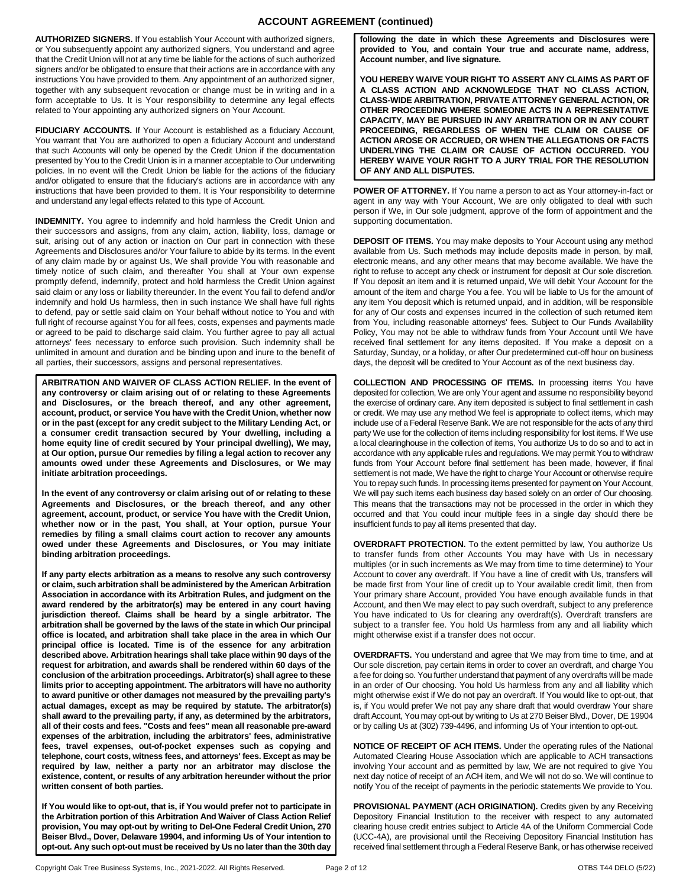## ACCOUNT AGREEMENT (continued)

**AUTHORIZED SIGNERS.** If You establish Your Account with authorized signers, or You subsequently appoint any authorized signers, You understand and agree that the Credit Union will not at any time be liable for the actions of such authorized signers and/or be obligated to ensure that their actions are in accordance with any instructions You have provided to them. Any appointment of an authorized signer, together with any subsequent revocation or change must be in writing and in a form acceptable to Us. It is Your responsibility to determine any legal effects related to Your appointing any authorized signers on Your Account.

**FIDUCIARY ACCOUNTS.** If Your Account is established as a fiduciary Account, You warrant that You are authorized to open a fiduciary Account and understand that such Accounts will only be opened by the Credit Union if the documentation presented by You to the Credit Union is in a manner acceptable to Our underwriting policies. In no event will the Credit Union be liable for the actions of the fiduciary and/or obligated to ensure that the fiduciary's actions are in accordance with any instructions that have been provided to them. It is Your responsibility to determine and understand any legal effects related to this type of Account.

**INDEMNITY.** You agree to indemnify and hold harmless the Credit Union and their successors and assigns, from any claim, action, liability, loss, damage or suit, arising out of any action or inaction on Our part in connection with these Agreements and Disclosures and/or Your failure to abide by its terms. In the event of any claim made by or against Us, We shall provide You with reasonable and timely notice of such claim, and thereafter You shall at Your own expense promptly defend, indemnify, protect and hold harmless the Credit Union against said claim or any loss or liability thereunder. In the event You fail to defend and/or indemnify and hold Us harmless, then in such instance We shall have full rights to defend, pay or settle said claim on Your behalf without notice to You and with full right of recourse against You for all fees, costs, expenses and payments made or agreed to be paid to discharge said claim. You further agree to pay all actual attorneys' fees necessary to enforce such provision. Such indemnity shall be unlimited in amount and duration and be binding upon and inure to the benefit of all parties, their successors, assigns and personal representatives.

**ARBITRATION AND WAIVER OF CLASS ACTION RELIEF. In the event of any controversy or claim arising out of or relating to these Agreements and Disclosures, or the breach thereof, and any other agreement, account, product, or service You have with the Credit Union, whether now or in the past (except for any credit subject to the Military Lending Act, or a consumer credit transaction secured by Your dwelling, including a home equity line of credit secured by Your principal dwelling), We may, at Our option, pursue Our remedies by filing a legal action to recover any amounts owed under these Agreements and Disclosures, or We may initiate arbitration proceedings.**

**In the event of any controversy or claim arising out of or relating to these Agreements and Disclosures, or the breach thereof, and any other agreement, account, product, or service You have with the Credit Union, whether now or in the past, You shall, at Your option, pursue Your remedies by filing a small claims court action to recover any amounts owed under these Agreements and Disclosures, or You may initiate binding arbitration proceedings.**

**If any party elects arbitration as a means to resolve any such controversy or claim, such arbitration shall be administered by the American Arbitration Association in accordance with its Arbitration Rules, and judgment on the award rendered by the arbitrator(s) may be entered in any court having jurisdiction thereof. Claims shall be heard by a single arbitrator. The arbitration shall be governed by the laws of the state in which Our principal office is located, and arbitration shall take place in the area in which Our principal office is located. Time is of the essence for any arbitration described above. Arbitration hearings shall take place within 90 days of the request for arbitration, and awards shall be rendered within 60 days of the conclusion of the arbitration proceedings. Arbitrator(s) shall agree to these limits prior to accepting appointment. The arbitrators will have no authority to award punitive or other damages not measured by the prevailing party's actual damages, except as may be required by statute. The arbitrator(s) shall award to the prevailing party, if any, as determined by the arbitrators, all of their costs and fees. "Costs and fees" mean all reasonable pre-award expenses of the arbitration, including the arbitrators' fees, administrative fees, travel expenses, out-of-pocket expenses such as copying and telephone, court costs, witness fees, and attorneys' fees. Except as may be required by law, neither a party nor an arbitrator may disclose the existence, content, or results of any arbitration hereunder without the prior written consent of both parties.**

**If You would like to opt-out, that is, if You would prefer not to participate in the Arbitration portion of this Arbitration And Waiver of Class Action Relief provision, You may opt-out by writing to Del-One Federal Credit Union, 270 Beiser Blvd., Dover, Delaware 19904, and informing Us of Your intention to opt-out. Any such opt-out must be received by Us no later than the 30th day following the date in which these Agreements and Disclosures were provided to You, and contain Your true and accurate name, address, Account number, and live signature.**

**YOU HEREBY WAIVE YOUR RIGHT TO ASSERT ANY CLAIMS AS PART OF A CLASS ACTION AND ACKNOWLEDGE THAT NO CLASS ACTION, CLASS-WIDE ARBITRATION, PRIVATE ATTORNEY GENERAL ACTION, OR OTHER PROCEEDING WHERE SOMEONE ACTS IN A REPRESENTATIVE CAPACITY, MAY BE PURSUED IN ANY ARBITRATION OR IN ANY COURT PROCEEDING, REGARDLESS OF WHEN THE CLAIM OR CAUSE OF ACTION AROSE OR ACCRUED, OR WHEN THE ALLEGATIONS OR FACTS UNDERLYING THE CLAIM OR CAUSE OF ACTION OCCURRED. YOU HEREBY WAIVE YOUR RIGHT TO A JURY TRIAL FOR THE RESOLUTION OF ANY AND ALL DISPUTES.**

**POWER OF ATTORNEY.** If You name a person to act as Your attorney-in-fact or agent in any way with Your Account, We are only obligated to deal with such person if We, in Our sole judgment, approve of the form of appointment and the supporting documentation.

**DEPOSIT OF ITEMS.** You may make deposits to Your Account using any method available from Us. Such methods may include deposits made in person, by mail, electronic means, and any other means that may become available. We have the right to refuse to accept any check or instrument for deposit at Our sole discretion. If You deposit an item and it is returned unpaid, We will debit Your Account for the amount of the item and charge You a fee. You will be liable to Us for the amount of any item You deposit which is returned unpaid, and in addition, will be responsible for any of Our costs and expenses incurred in the collection of such returned item from You, including reasonable attorneys' fees. Subject to Our Funds Availability Policy, You may not be able to withdraw funds from Your Account until We have received final settlement for any items deposited. If You make a deposit on a Saturday, Sunday, or a holiday, or after Our predetermined cut-off hour on business days, the deposit will be credited to Your Account as of the next business day.

**COLLECTION AND PROCESSING OF ITEMS.** In processing items You have deposited for collection, We are only Your agent and assume no responsibility beyond the exercise of ordinary care. Any item deposited is subject to final settlement in cash or credit. We may use any method We feel is appropriate to collect items, which may include use of a Federal Reserve Bank. We are not responsible for the acts of any third party We use for the collection of items including responsibility for lost items. If We use a local clearinghouse in the collection of items, You authorize Us to do so and to act in accordance with any applicable rules and regulations. We may permit You to withdraw funds from Your Account before final settlement has been made, however, if final settlement is not made, We have the right to charge Your Account or otherwise require You to repay such funds. In processing items presented for payment on Your Account, We will pay such items each business day based solely on an order of Our choosing. This means that the transactions may not be processed in the order in which they occurred and that You could incur multiple fees in a single day should there be insufficient funds to pay all items presented that day.

**OVERDRAFT PROTECTION.** To the extent permitted by law, You authorize Us to transfer funds from other Accounts You may have with Us in necessary multiples (or in such increments as We may from time to time determine) to Your Account to cover any overdraft. If You have a line of credit with Us, transfers will be made first from Your line of credit up to Your available credit limit, then from Your primary share Account, provided You have enough available funds in that Account, and then We may elect to pay such overdraft, subject to any preference You have indicated to Us for clearing any overdraft(s). Overdraft transfers are subject to a transfer fee. You hold Us harmless from any and all liability which might otherwise exist if a transfer does not occur.

**OVERDRAFTS.** You understand and agree that We may from time to time, and at Our sole discretion, pay certain items in order to cover an overdraft, and charge You a fee for doing so. You further understand that payment of any overdrafts will be made in an order of Our choosing. You hold Us harmless from any and all liability which might otherwise exist if We do not pay an overdraft. If You would like to opt-out, that is, if You would prefer We not pay any share draft that would overdraw Your share draft Account, You may opt-out by writing to Us at 270 Beiser Blvd., Dover, DE 19904 or by calling Us at (302) 739-4496, and informing Us of Your intention to opt-out.

**NOTICE OF RECEIPT OF ACH ITEMS.** Under the operating rules of the National Automated Clearing House Association which are applicable to ACH transactions involving Your account and as permitted by law, We are not required to give You next day notice of receipt of an ACH item, and We will not do so. We will continue to notify You of the receipt of payments in the periodic statements We provide to You.

**PROVISIONAL PAYMENT (ACH ORIGINATION).** Credits given by any Receiving Depository Financial Institution to the receiver with respect to any automated clearing house credit entries subject to Article 4A of the Uniform Commercial Code (UCC-4A), are provisional until the Receiving Depository Financial Institution has received final settlement through a Federal Reserve Bank, or has otherwise received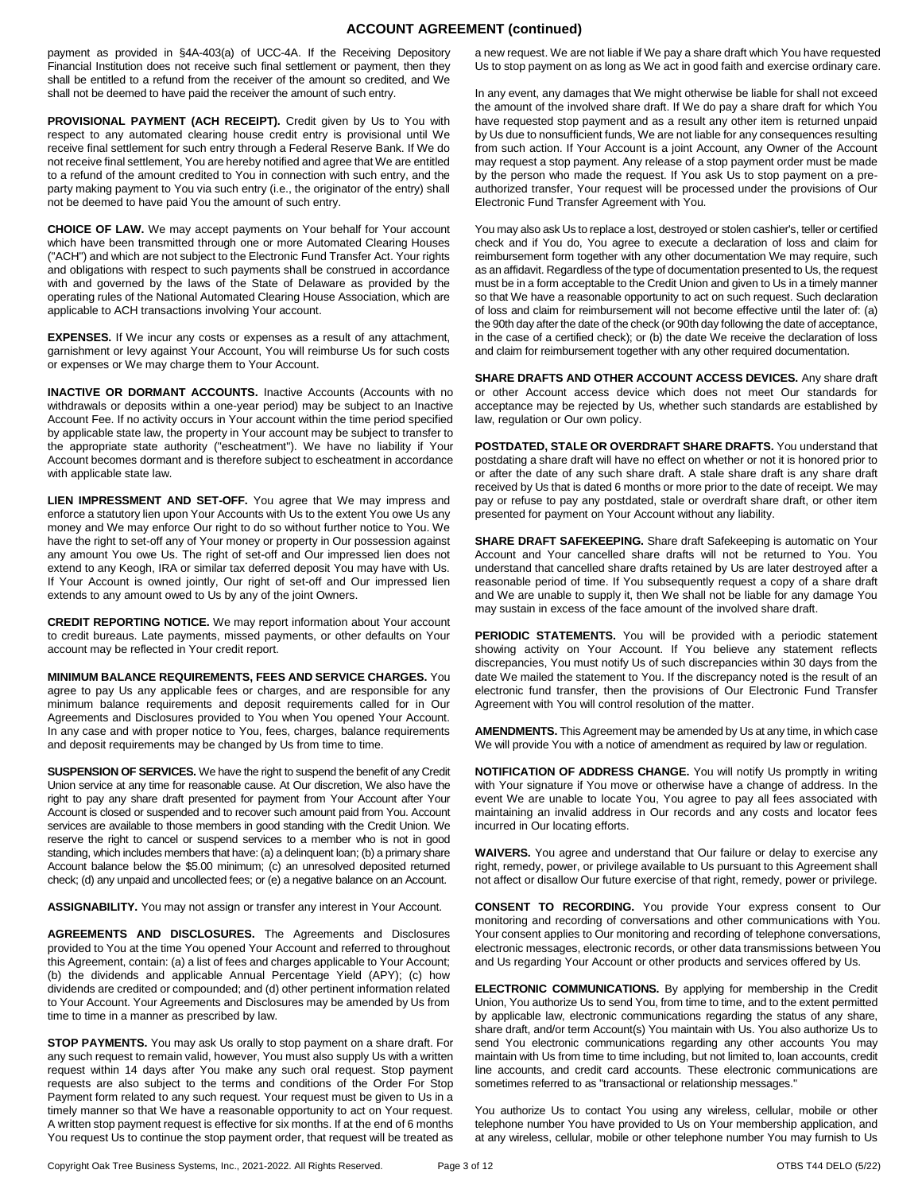## ACCOUNT AGREEMENT (continued)

payment as provided in §4A-403(a) of UCC-4A. If the Receiving Depository Financial Institution does not receive such final settlement or payment, then they shall be entitled to a refund from the receiver of the amount so credited, and We shall not be deemed to have paid the receiver the amount of such entry.

**PROVISIONAL PAYMENT (ACH RECEIPT).** Credit given by Us to You with respect to any automated clearing house credit entry is provisional until We receive final settlement for such entry through a Federal Reserve Bank. If We do not receive final settlement, You are hereby notified and agree that We are entitled to a refund of the amount credited to You in connection with such entry, and the party making payment to You via such entry (i.e., the originator of the entry) shall not be deemed to have paid You the amount of such entry.

**CHOICE OF LAW.** We may accept payments on Your behalf for Your account which have been transmitted through one or more Automated Clearing Houses ("ACH") and which are not subject to the Electronic Fund Transfer Act. Your rights and obligations with respect to such payments shall be construed in accordance with and governed by the laws of the State of Delaware as provided by the operating rules of the National Automated Clearing House Association, which are applicable to ACH transactions involving Your account.

**EXPENSES.** If We incur any costs or expenses as a result of any attachment, garnishment or levy against Your Account, You will reimburse Us for such costs or expenses or We may charge them to Your Account.

**INACTIVE OR DORMANT ACCOUNTS.** Inactive Accounts (Accounts with no withdrawals or deposits within a one-year period) may be subject to an Inactive Account Fee. If no activity occurs in Your account within the time period specified by applicable state law, the property in Your account may be subject to transfer to the appropriate state authority ("escheatment"). We have no liability if Your Account becomes dormant and is therefore subject to escheatment in accordance with applicable state law.

**LIEN IMPRESSMENT AND SET-OFF.** You agree that We may impress and enforce a statutory lien upon Your Accounts with Us to the extent You owe Us any money and We may enforce Our right to do so without further notice to You. We have the right to set-off any of Your money or property in Our possession against any amount You owe Us. The right of set-off and Our impressed lien does not extend to any Keogh, IRA or similar tax deferred deposit You may have with Us. If Your Account is owned jointly, Our right of set-off and Our impressed lien extends to any amount owed to Us by any of the joint Owners.

**CREDIT REPORTING NOTICE.** We may report information about Your account to credit bureaus. Late payments, missed payments, or other defaults on Your account may be reflected in Your credit report.

**MINIMUM BALANCE REQUIREMENTS, FEES AND SERVICE CHARGES.** You agree to pay Us any applicable fees or charges, and are responsible for any minimum balance requirements and deposit requirements called for in Our Agreements and Disclosures provided to You when You opened Your Account. In any case and with proper notice to You, fees, charges, balance requirements and deposit requirements may be changed by Us from time to time.

**SUSPENSION OF SERVICES.** We have the right to suspend the benefit of any Credit Union service at any time for reasonable cause. At Our discretion, We also have the right to pay any share draft presented for payment from Your Account after Your Account is closed or suspended and to recover such amount paid from You. Account services are available to those members in good standing with the Credit Union. We reserve the right to cancel or suspend services to a member who is not in good standing, which includes members that have: (a) a delinquent loan; (b) a primary share Account balance below the $5.00 minimum; (c) an unresolved deposited returned check; (d) any unpaid and uncollected fees; or (e) a negative balance on an Account.

**ASSIGNABILITY.** You may not assign or transfer any interest in Your Account.

**AGREEMENTS AND DISCLOSURES.** The Agreements and Disclosures provided to You at the time You opened Your Account and referred to throughout this Agreement, contain: (a) a list of fees and charges applicable to Your Account; (b) the dividends and applicable Annual Percentage Yield (APY); (c) how dividends are credited or compounded; and (d) other pertinent information related to Your Account. Your Agreements and Disclosures may be amended by Us from time to time in a manner as prescribed by law.

**STOP PAYMENTS.** You may ask Us orally to stop payment on a share draft. For any such request to remain valid, however, You must also supply Us with a written request within 14 days after You make any such oral request. Stop payment requests are also subject to the terms and conditions of the Order For Stop Payment form related to any such request. Your request must be given to Us in a timely manner so that We have a reasonable opportunity to act on Your request. A written stop payment request is effective for six months. If at the end of 6 months You request Us to continue the stop payment order, that request will be treated as a new request. We are not liable if We pay a share draft which You have requested Us to stop payment on as long as We act in good faith and exercise ordinary care.

In any event, any damages that We might otherwise be liable for shall not exceed the amount of the involved share draft. If We do pay a share draft for which You have requested stop payment and as a result any other item is returned unpaid by Us due to nonsufficient funds, We are not liable for any consequences resulting from such action. If Your Account is a joint Account, any Owner of the Account may request a stop payment. Any release of a stop payment order must be made by the person who made the request. If You ask Us to stop payment on a pre-authorized transfer, Your request will be processed under the provisions of Our Electronic Fund Transfer Agreement with You.

You may also ask Us to replace a lost, destroyed or stolen cashier's, teller or certified check and if You do, You agree to execute a declaration of loss and claim for reimbursement form together with any other documentation We may require, such as an affidavit. Regardless of the type of documentation presented to Us, the request must be in a form acceptable to the Credit Union and given to Us in a timely manner so that We have a reasonable opportunity to act on such request. Such declaration of loss and claim for reimbursement will not become effective until the later of: (a) the 90th day after the date of the check (or 90th day following the date of acceptance, in the case of a certified check); or (b) the date We receive the declaration of loss and claim for reimbursement together with any other required documentation.

**SHARE DRAFTS AND OTHER ACCOUNT ACCESS DEVICES.** Any share draft or other Account access device which does not meet Our standards for acceptance may be rejected by Us, whether such standards are established by law, regulation or Our own policy.

**POSTDATED, STALE OR OVERDRAFT SHARE DRAFTS.** You understand that postdating a share draft will have no effect on whether or not it is honored prior to or after the date of any such share draft. A stale share draft is any share draft received by Us that is dated 6 months or more prior to the date of receipt. We may pay or refuse to pay any postdated, stale or overdraft share draft, or other item presented for payment on Your Account without any liability.

**SHARE DRAFT SAFEKEEPING.** Share draft Safekeeping is automatic on Your Account and Your cancelled share drafts will not be returned to You. You understand that cancelled share drafts retained by Us are later destroyed after a reasonable period of time. If You subsequently request a copy of a share draft and We are unable to supply it, then We shall not be liable for any damage You may sustain in excess of the face amount of the involved share draft.

**PERIODIC STATEMENTS.** You will be provided with a periodic statement showing activity on Your Account. If You believe any statement reflects discrepancies, You must notify Us of such discrepancies within 30 days from the date We mailed the statement to You. If the discrepancy noted is the result of an electronic fund transfer, then the provisions of Our Electronic Fund Transfer Agreement with You will control resolution of the matter.

**AMENDMENTS.** This Agreement may be amended by Us at any time, in which case We will provide You with a notice of amendment as required by law or regulation.

**NOTIFICATION OF ADDRESS CHANGE.** You will notify Us promptly in writing with Your signature if You move or otherwise have a change of address. In the event We are unable to locate You, You agree to pay all fees associated with maintaining an invalid address in Our records and any costs and locator fees incurred in Our locating efforts.

**WAIVERS.** You agree and understand that Our failure or delay to exercise any right, remedy, power, or privilege available to Us pursuant to this Agreement shall not affect or disallow Our future exercise of that right, remedy, power or privilege.

**CONSENT TO RECORDING.** You provide Your express consent to Our monitoring and recording of conversations and other communications with You. Your consent applies to Our monitoring and recording of telephone conversations, electronic messages, electronic records, or other data transmissions between You and Us regarding Your Account or other products and services offered by Us.

**ELECTRONIC COMMUNICATIONS.** By applying for membership in the Credit Union, You authorize Us to send You, from time to time, and to the extent permitted by applicable law, electronic communications regarding the status of any share, share draft, and/or term Account(s) You maintain with Us. You also authorize Us to send You electronic communications regarding any other accounts You may maintain with Us from time to time including, but not limited to, loan accounts, credit line accounts, and credit card accounts. These electronic communications are sometimes referred to as "transactional or relationship messages."

You authorize Us to contact You using any wireless, cellular, mobile or other telephone number You have provided to Us on Your membership application, and at any wireless, cellular, mobile or other telephone number You may furnish to Us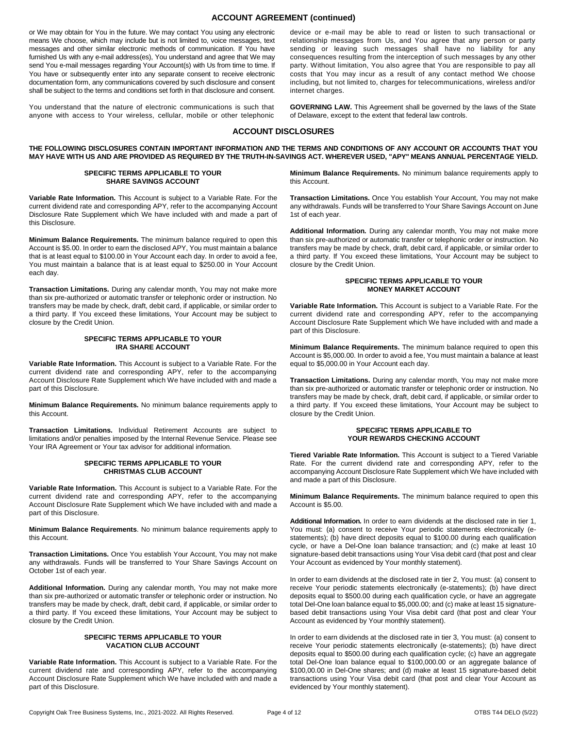## ACCOUNT AGREEMENT (continued)

or We may obtain for You in the future. We may contact You using any electronic means We choose, which may include but is not limited to, voice messages, text messages and other similar electronic methods of communication. If You have furnished Us with any e-mail address(es), You understand and agree that We may send You e-mail messages regarding Your Account(s) with Us from time to time. If You have or subsequently enter into any separate consent to receive electronic documentation form, any communications covered by such disclosure and consent shall be subject to the terms and conditions set forth in that disclosure and consent.

You understand that the nature of electronic communications is such that anyone with access to Your wireless, cellular, mobile or other telephonic device or e-mail may be able to read or listen to such transactional or relationship messages from Us, and You agree that any person or party sending or leaving such messages shall have no liability for any consequences resulting from the interception of such messages by any other party. Without limitation, You also agree that You are responsible to pay all costs that You may incur as a result of any contact method We choose including, but not limited to, charges for telecommunications, wireless and/or internet charges.

**GOVERNING LAW.** This Agreement shall be governed by the laws of the State of Delaware, except to the extent that federal law controls.

## ACCOUNT DISCLOSURES

**THE FOLLOWING DISCLOSURES CONTAIN IMPORTANT INFORMATION AND THE TERMS AND CONDITIONS OF ANY ACCOUNT OR ACCOUNTS THAT YOU MAY HAVE WITH US AND ARE PROVIDED AS REQUIRED BY THE TRUTH-IN-SAVINGS ACT. WHEREVER USED, "APY" MEANS ANNUAL PERCENTAGE YIELD.**

### SPECIFIC TERMS APPLICABLE TO YOUR SHARE SAVINGS ACCOUNT

**Variable Rate Information.** This Account is subject to a Variable Rate. For the current dividend rate and corresponding APY, refer to the accompanying Account Disclosure Rate Supplement which We have included with and made a part of this Disclosure.

**Minimum Balance Requirements.** The minimum balance required to open this Account is $5.00. In order to earn the disclosed APY, You must maintain a balance that is at least equal to $100.00 in Your Account each day. In order to avoid a fee, You must maintain a balance that is at least equal to $250.00 in Your Account each day.

**Transaction Limitations.** During any calendar month, You may not make more than six pre-authorized or automatic transfer or telephonic order or instruction. No transfers may be made by check, draft, debit card, if applicable, or similar order to a third party. If You exceed these limitations, Your Account may be subject to closure by the Credit Union.

### SPECIFIC TERMS APPLICABLE TO YOUR IRA SHARE ACCOUNT

**Variable Rate Information.** This Account is subject to a Variable Rate. For the current dividend rate and corresponding APY, refer to the accompanying Account Disclosure Rate Supplement which We have included with and made a part of this Disclosure.

**Minimum Balance Requirements.** No minimum balance requirements apply to this Account.

**Transaction Limitations.** Individual Retirement Accounts are subject to limitations and/or penalties imposed by the Internal Revenue Service. Please see Your IRA Agreement or Your tax advisor for additional information.

### SPECIFIC TERMS APPLICABLE TO YOUR CHRISTMAS CLUB ACCOUNT

**Variable Rate Information.** This Account is subject to a Variable Rate. For the current dividend rate and corresponding APY, refer to the accompanying Account Disclosure Rate Supplement which We have included with and made a part of this Disclosure.

**Minimum Balance Requirements**. No minimum balance requirements apply to this Account.

**Transaction Limitations.** Once You establish Your Account, You may not make any withdrawals. Funds will be transferred to Your Share Savings Account on October 1st of each year.

**Additional Information.** During any calendar month, You may not make more than six pre-authorized or automatic transfer or telephonic order or instruction. No transfers may be made by check, draft, debit card, if applicable, or similar order to a third party. If You exceed these limitations, Your Account may be subject to closure by the Credit Union.

### SPECIFIC TERMS APPLICABLE TO YOUR VACATION CLUB ACCOUNT

**Variable Rate Information.** This Account is subject to a Variable Rate. For the current dividend rate and corresponding APY, refer to the accompanying Account Disclosure Rate Supplement which We have included with and made a part of this Disclosure.

**Minimum Balance Requirements.** No minimum balance requirements apply to this Account.

**Transaction Limitations.** Once You establish Your Account, You may not make any withdrawals. Funds will be transferred to Your Share Savings Account on June 1st of each year.

**Additional Information.** During any calendar month, You may not make more than six pre-authorized or automatic transfer or telephonic order or instruction. No transfers may be made by check, draft, debit card, if applicable, or similar order to a third party. If You exceed these limitations, Your Account may be subject to closure by the Credit Union.

### SPECIFIC TERMS APPLICABLE TO YOUR MONEY MARKET ACCOUNT

**Variable Rate Information.** This Account is subject to a Variable Rate. For the current dividend rate and corresponding APY, refer to the accompanying Account Disclosure Rate Supplement which We have included with and made a part of this Disclosure.

**Minimum Balance Requirements.** The minimum balance required to open this Account is $5,000.00. In order to avoid a fee, You must maintain a balance at least equal to $5,000.00 in Your Account each day.

**Transaction Limitations.** During any calendar month, You may not make more than six pre-authorized or automatic transfer or telephonic order or instruction. No transfers may be made by check, draft, debit card, if applicable, or similar order to a third party. If You exceed these limitations, Your Account may be subject to closure by the Credit Union.

### SPECIFIC TERMS APPLICABLE TO YOUR REWARDS CHECKING ACCOUNT

**Tiered Variable Rate Information.** This Account is subject to a Tiered Variable Rate. For the current dividend rate and corresponding APY, refer to the accompanying Account Disclosure Rate Supplement which We have included with and made a part of this Disclosure.

**Minimum Balance Requirements.** The minimum balance required to open this Account is $5.00.

**Additional Information.** In order to earn dividends at the disclosed rate in tier 1, You must: (a) consent to receive Your periodic statements electronically (e-statements); (b) have direct deposits equal to $100.00 during each qualification cycle, or have a Del-One loan balance transaction; and (c) make at least 10 signature-based debit transactions using Your Visa debit card (that post and clear Your Account as evidenced by Your monthly statement).

In order to earn dividends at the disclosed rate in tier 2, You must: (a) consent to receive Your periodic statements electronically (e-statements); (b) have direct deposits equal to $500.00 during each qualification cycle, or have an aggregate total Del-One loan balance equal to $5,000.00; and (c) make at least 15 signature-based debit transactions using Your Visa debit card (that post and clear Your Account as evidenced by Your monthly statement).

In order to earn dividends at the disclosed rate in tier 3, You must: (a) consent to receive Your periodic statements electronically (e-statements); (b) have direct deposits equal to $500.00 during each qualification cycle; (c) have an aggregate total Del-One loan balance equal to $100,000.00 or an aggregate balance of $100,00.00 in Del-One shares; and (d) make at least 15 signature-based debit transactions using Your Visa debit card (that post and clear Your Account as evidenced by Your monthly statement).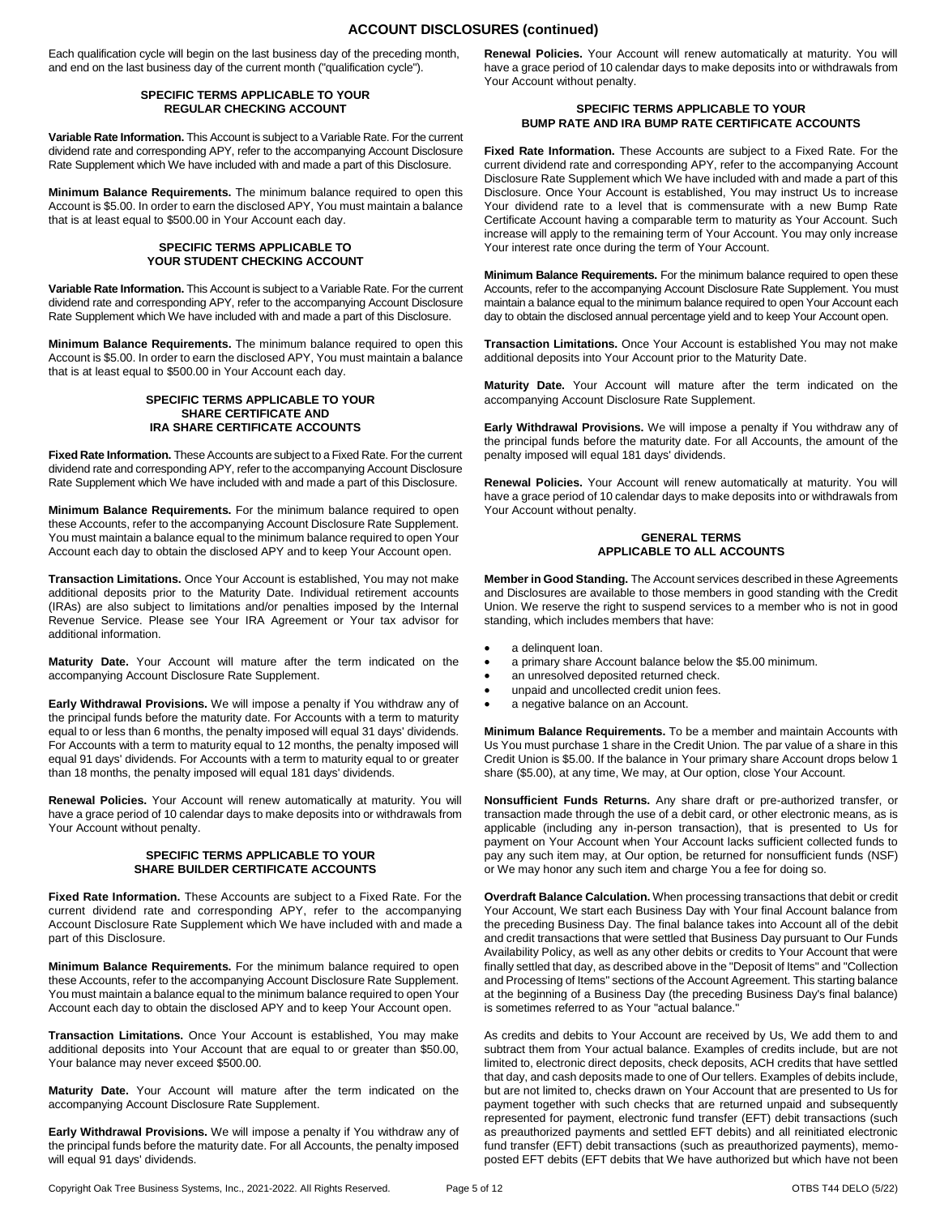# ACCOUNT DISCLOSURES (continued)

Each qualification cycle will begin on the last business day of the preceding month, and end on the last business day of the current month ("qualification cycle").

### SPECIFIC TERMS APPLICABLE TO YOUR REGULAR CHECKING ACCOUNT

**Variable Rate Information.** This Account is subject to a Variable Rate. For the current dividend rate and corresponding APY, refer to the accompanying Account Disclosure Rate Supplement which We have included with and made a part of this Disclosure.

**Minimum Balance Requirements.** The minimum balance required to open this Account is $5.00. In order to earn the disclosed APY, You must maintain a balance that is at least equal to $500.00 in Your Account each day.

### SPECIFIC TERMS APPLICABLE TO YOUR STUDENT CHECKING ACCOUNT

**Variable Rate Information.** This Account is subject to a Variable Rate. For the current dividend rate and corresponding APY, refer to the accompanying Account Disclosure Rate Supplement which We have included with and made a part of this Disclosure.

**Minimum Balance Requirements.** The minimum balance required to open this Account is $5.00. In order to earn the disclosed APY, You must maintain a balance that is at least equal to $500.00 in Your Account each day.

### SPECIFIC TERMS APPLICABLE TO YOUR SHARE CERTIFICATE AND IRA SHARE CERTIFICATE ACCOUNTS

**Fixed Rate Information.** These Accounts are subject to a Fixed Rate. For the current dividend rate and corresponding APY, refer to the accompanying Account Disclosure Rate Supplement which We have included with and made a part of this Disclosure.

**Minimum Balance Requirements.** For the minimum balance required to open these Accounts, refer to the accompanying Account Disclosure Rate Supplement. You must maintain a balance equal to the minimum balance required to open Your Account each day to obtain the disclosed APY and to keep Your Account open.

**Transaction Limitations.** Once Your Account is established, You may not make additional deposits prior to the Maturity Date. Individual retirement accounts (IRAs) are also subject to limitations and/or penalties imposed by the Internal Revenue Service. Please see Your IRA Agreement or Your tax advisor for additional information.

**Maturity Date.** Your Account will mature after the term indicated on the accompanying Account Disclosure Rate Supplement.

**Early Withdrawal Provisions.** We will impose a penalty if You withdraw any of the principal funds before the maturity date. For Accounts with a term to maturity equal to or less than 6 months, the penalty imposed will equal 31 days' dividends. For Accounts with a term to maturity equal to 12 months, the penalty imposed will equal 91 days' dividends. For Accounts with a term to maturity equal to or greater than 18 months, the penalty imposed will equal 181 days' dividends.

**Renewal Policies.** Your Account will renew automatically at maturity. You will have a grace period of 10 calendar days to make deposits into or withdrawals from Your Account without penalty.

### SPECIFIC TERMS APPLICABLE TO YOUR SHARE BUILDER CERTIFICATE ACCOUNTS

**Fixed Rate Information.** These Accounts are subject to a Fixed Rate. For the current dividend rate and corresponding APY, refer to the accompanying Account Disclosure Rate Supplement which We have included with and made a part of this Disclosure.

**Minimum Balance Requirements.** For the minimum balance required to open these Accounts, refer to the accompanying Account Disclosure Rate Supplement. You must maintain a balance equal to the minimum balance required to open Your Account each day to obtain the disclosed APY and to keep Your Account open.

**Transaction Limitations.** Once Your Account is established, You may make additional deposits into Your Account that are equal to or greater than $50.00, Your balance may never exceed $500.00.

**Maturity Date.** Your Account will mature after the term indicated on the accompanying Account Disclosure Rate Supplement.

**Early Withdrawal Provisions.** We will impose a penalty if You withdraw any of the principal funds before the maturity date. For all Accounts, the penalty imposed will equal 91 days' dividends.

**Renewal Policies.** Your Account will renew automatically at maturity. You will have a grace period of 10 calendar days to make deposits into or withdrawals from Your Account without penalty.

### SPECIFIC TERMS APPLICABLE TO YOUR BUMP RATE AND IRA BUMP RATE CERTIFICATE ACCOUNTS

**Fixed Rate Information.** These Accounts are subject to a Fixed Rate. For the current dividend rate and corresponding APY, refer to the accompanying Account Disclosure Rate Supplement which We have included with and made a part of this Disclosure. Once Your Account is established, You may instruct Us to increase Your dividend rate to a level that is commensurate with a new Bump Rate Certificate Account having a comparable term to maturity as Your Account. Such increase will apply to the remaining term of Your Account. You may only increase Your interest rate once during the term of Your Account.

**Minimum Balance Requirements.** For the minimum balance required to open these Accounts, refer to the accompanying Account Disclosure Rate Supplement. You must maintain a balance equal to the minimum balance required to open Your Account each day to obtain the disclosed annual percentage yield and to keep Your Account open.

**Transaction Limitations.** Once Your Account is established You may not make additional deposits into Your Account prior to the Maturity Date.

**Maturity Date.** Your Account will mature after the term indicated on the accompanying Account Disclosure Rate Supplement.

**Early Withdrawal Provisions.** We will impose a penalty if You withdraw any of the principal funds before the maturity date. For all Accounts, the amount of the penalty imposed will equal 181 days' dividends.

**Renewal Policies.** Your Account will renew automatically at maturity. You will have a grace period of 10 calendar days to make deposits into or withdrawals from Your Account without penalty.

### GENERAL TERMS APPLICABLE TO ALL ACCOUNTS

**Member in Good Standing.** The Account services described in these Agreements and Disclosures are available to those members in good standing with the Credit Union. We reserve the right to suspend services to a member who is not in good standing, which includes members that have:

- a delinquent loan.
- a primary share Account balance below the $5.00 minimum.
- an unresolved deposited returned check.
- unpaid and uncollected credit union fees.
- a negative balance on an Account.

**Minimum Balance Requirements.** To be a member and maintain Accounts with Us You must purchase 1 share in the Credit Union. The par value of a share in this Credit Union is $5.00. If the balance in Your primary share Account drops below 1 share ($5.00), at any time, We may, at Our option, close Your Account.

**Nonsufficient Funds Returns.** Any share draft or pre-authorized transfer, or transaction made through the use of a debit card, or other electronic means, as is applicable (including any in-person transaction), that is presented to Us for payment on Your Account when Your Account lacks sufficient collected funds to pay any such item may, at Our option, be returned for nonsufficient funds (NSF) or We may honor any such item and charge You a fee for doing so.

**Overdraft Balance Calculation.** When processing transactions that debit or credit Your Account, We start each Business Day with Your final Account balance from the preceding Business Day. The final balance takes into Account all of the debit and credit transactions that were settled that Business Day pursuant to Our Funds Availability Policy, as well as any other debits or credits to Your Account that were finally settled that day, as described above in the "Deposit of Items" and "Collection and Processing of Items" sections of the Account Agreement. This starting balance at the beginning of a Business Day (the preceding Business Day's final balance) is sometimes referred to as Your "actual balance."

As credits and debits to Your Account are received by Us, We add them to and subtract them from Your actual balance. Examples of credits include, but are not limited to, electronic direct deposits, check deposits, ACH credits that have settled that day, and cash deposits made to one of Our tellers. Examples of debits include, but are not limited to, checks drawn on Your Account that are presented to Us for payment together with such checks that are returned unpaid and subsequently represented for payment, electronic fund transfer (EFT) debit transactions (such as preauthorized payments and settled EFT debits) and all reinitiated electronic fund transfer (EFT) debit transactions (such as preauthorized payments), memo-posted EFT debits (EFT debits that We have authorized but which have not been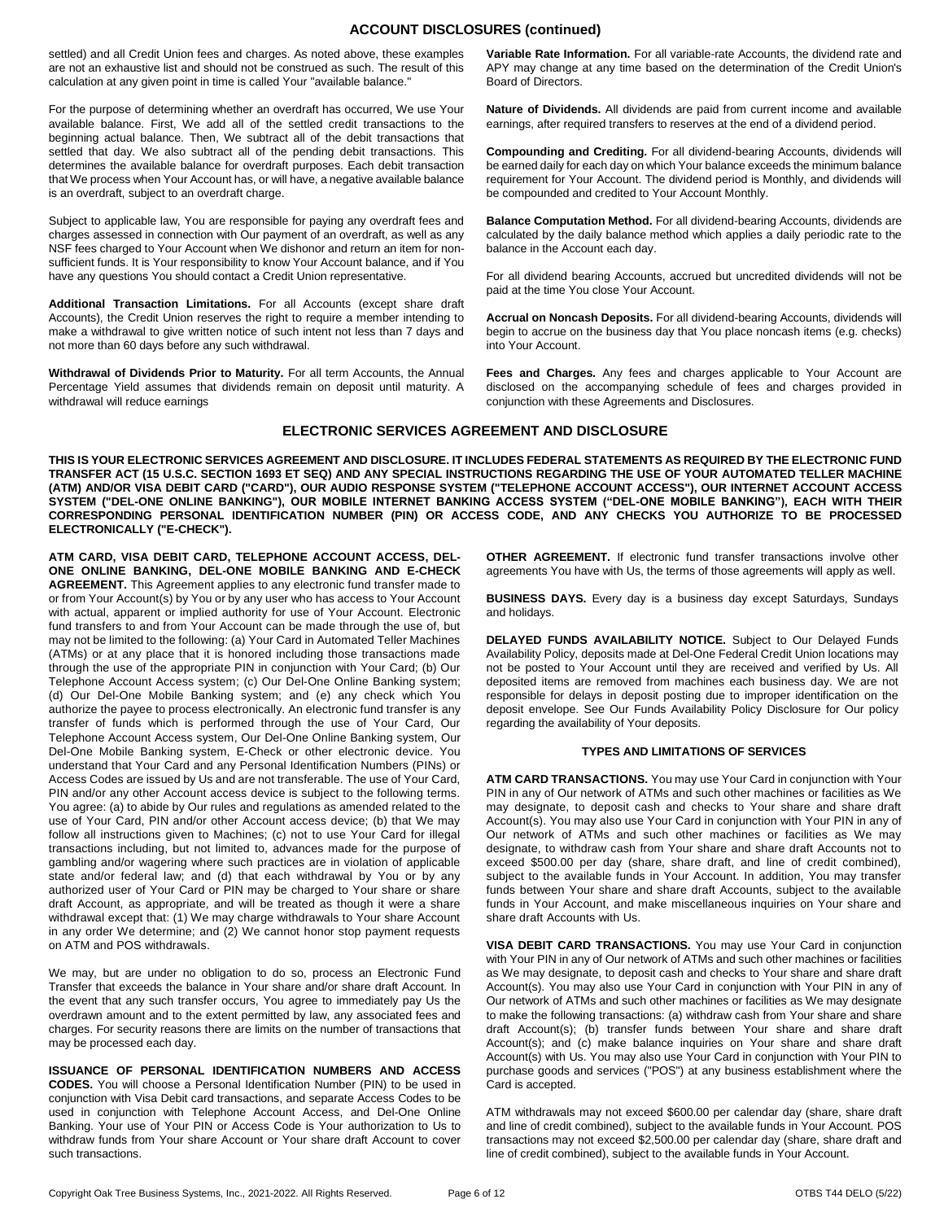## ACCOUNT DISCLOSURES (continued)

settled) and all Credit Union fees and charges. As noted above, these examples are not an exhaustive list and should not be construed as such. The result of this calculation at any given point in time is called Your "available balance."

For the purpose of determining whether an overdraft has occurred, We use Your available balance. First, We add all of the settled credit transactions to the beginning actual balance. Then, We subtract all of the debit transactions that settled that day. We also subtract all of the pending debit transactions. This determines the available balance for overdraft purposes. Each debit transaction that We process when Your Account has, or will have, a negative available balance is an overdraft, subject to an overdraft charge.

Subject to applicable law, You are responsible for paying any overdraft fees and charges assessed in connection with Our payment of an overdraft, as well as any NSF fees charged to Your Account when We dishonor and return an item for non-sufficient funds. It is Your responsibility to know Your Account balance, and if You have any questions You should contact a Credit Union representative.

**Additional Transaction Limitations.** For all Accounts (except share draft Accounts), the Credit Union reserves the right to require a member intending to make a withdrawal to give written notice of such intent not less than 7 days and not more than 60 days before any such withdrawal.

**Withdrawal of Dividends Prior to Maturity.** For all term Accounts, the Annual Percentage Yield assumes that dividends remain on deposit until maturity. A withdrawal will reduce earnings

**Variable Rate Information.** For all variable-rate Accounts, the dividend rate and APY may change at any time based on the determination of the Credit Union's Board of Directors.

**Nature of Dividends.** All dividends are paid from current income and available earnings, after required transfers to reserves at the end of a dividend period.

**Compounding and Crediting.** For all dividend-bearing Accounts, dividends will be earned daily for each day on which Your balance exceeds the minimum balance requirement for Your Account. The dividend period is Monthly, and dividends will be compounded and credited to Your Account Monthly.

**Balance Computation Method.** For all dividend-bearing Accounts, dividends are calculated by the daily balance method which applies a daily periodic rate to the balance in the Account each day.

For all dividend bearing Accounts, accrued but uncredited dividends will not be paid at the time You close Your Account.

**Accrual on Noncash Deposits.** For all dividend-bearing Accounts, dividends will begin to accrue on the business day that You place noncash items (e.g. checks) into Your Account.

**Fees and Charges.** Any fees and charges applicable to Your Account are disclosed on the accompanying schedule of fees and charges provided in conjunction with these Agreements and Disclosures.

## ELECTRONIC SERVICES AGREEMENT AND DISCLOSURE

**THIS IS YOUR ELECTRONIC SERVICES AGREEMENT AND DISCLOSURE. IT INCLUDES FEDERAL STATEMENTS AS REQUIRED BY THE ELECTRONIC FUND TRANSFER ACT (15 U.S.C. SECTION 1693 ET SEQ) AND ANY SPECIAL INSTRUCTIONS REGARDING THE USE OF YOUR AUTOMATED TELLER MACHINE (ATM) AND/OR VISA DEBIT CARD ("CARD"), OUR AUDIO RESPONSE SYSTEM ("TELEPHONE ACCOUNT ACCESS"), OUR INTERNET ACCOUNT ACCESS SYSTEM ("DEL-ONE ONLINE BANKING"), OUR MOBILE INTERNET BANKING ACCESS SYSTEM ("DEL-ONE MOBILE BANKING"), EACH WITH THEIR CORRESPONDING PERSONAL IDENTIFICATION NUMBER (PIN) OR ACCESS CODE, AND ANY CHECKS YOU AUTHORIZE TO BE PROCESSED ELECTRONICALLY ("E-CHECK").**

**ATM CARD, VISA DEBIT CARD, TELEPHONE ACCOUNT ACCESS, DEL-ONE ONLINE BANKING, DEL-ONE MOBILE BANKING AND E-CHECK AGREEMENT.** This Agreement applies to any electronic fund transfer made to or from Your Account(s) by You or by any user who has access to Your Account with actual, apparent or implied authority for use of Your Account. Electronic fund transfers to and from Your Account can be made through the use of, but may not be limited to the following: (a) Your Card in Automated Teller Machines (ATMs) or at any place that it is honored including those transactions made through the use of the appropriate PIN in conjunction with Your Card; (b) Our Telephone Account Access system; (c) Our Del-One Online Banking system; (d) Our Del-One Mobile Banking system; and (e) any check which You authorize the payee to process electronically. An electronic fund transfer is any transfer of funds which is performed through the use of Your Card, Our Telephone Account Access system, Our Del-One Online Banking system, Our Del-One Mobile Banking system, E-Check or other electronic device. You understand that Your Card and any Personal Identification Numbers (PINs) or Access Codes are issued by Us and are not transferable. The use of Your Card, PIN and/or any other Account access device is subject to the following terms. You agree: (a) to abide by Our rules and regulations as amended related to the use of Your Card, PIN and/or other Account access device; (b) that We may follow all instructions given to Machines; (c) not to use Your Card for illegal transactions including, but not limited to, advances made for the purpose of gambling and/or wagering where such practices are in violation of applicable state and/or federal law; and (d) that each withdrawal by You or by any authorized user of Your Card or PIN may be charged to Your share or share draft Account, as appropriate, and will be treated as though it were a share withdrawal except that: (1) We may charge withdrawals to Your share Account in any order We determine; and (2) We cannot honor stop payment requests on ATM and POS withdrawals.

We may, but are under no obligation to do so, process an Electronic Fund Transfer that exceeds the balance in Your share and/or share draft Account. In the event that any such transfer occurs, You agree to immediately pay Us the overdrawn amount and to the extent permitted by law, any associated fees and charges. For security reasons there are limits on the number of transactions that may be processed each day.

**ISSUANCE OF PERSONAL IDENTIFICATION NUMBERS AND ACCESS CODES.** You will choose a Personal Identification Number (PIN) to be used in conjunction with Visa Debit card transactions, and separate Access Codes to be used in conjunction with Telephone Account Access, and Del-One Online Banking. Your use of Your PIN or Access Code is Your authorization to Us to withdraw funds from Your share Account or Your share draft Account to cover such transactions.

**OTHER AGREEMENT.** If electronic fund transfer transactions involve other agreements You have with Us, the terms of those agreements will apply as well.

**BUSINESS DAYS.** Every day is a business day except Saturdays, Sundays and holidays.

**DELAYED FUNDS AVAILABILITY NOTICE.** Subject to Our Delayed Funds Availability Policy, deposits made at Del-One Federal Credit Union locations may not be posted to Your Account until they are received and verified by Us. All deposited items are removed from machines each business day. We are not responsible for delays in deposit posting due to improper identification on the deposit envelope. See Our Funds Availability Policy Disclosure for Our policy regarding the availability of Your deposits.

### TYPES AND LIMITATIONS OF SERVICES

**ATM CARD TRANSACTIONS.** You may use Your Card in conjunction with Your PIN in any of Our network of ATMs and such other machines or facilities as We may designate, to deposit cash and checks to Your share and share draft Account(s). You may also use Your Card in conjunction with Your PIN in any of Our network of ATMs and such other machines or facilities as We may designate, to withdraw cash from Your share and share draft Accounts not to exceed $500.00 per day (share, share draft, and line of credit combined), subject to the available funds in Your Account. In addition, You may transfer funds between Your share and share draft Accounts, subject to the available funds in Your Account, and make miscellaneous inquiries on Your share and share draft Accounts with Us.

**VISA DEBIT CARD TRANSACTIONS.** You may use Your Card in conjunction with Your PIN in any of Our network of ATMs and such other machines or facilities as We may designate, to deposit cash and checks to Your share and share draft Account(s). You may also use Your Card in conjunction with Your PIN in any of Our network of ATMs and such other machines or facilities as We may designate to make the following transactions: (a) withdraw cash from Your share and share draft Account(s); (b) transfer funds between Your share and share draft Account(s); and (c) make balance inquiries on Your share and share draft Account(s) with Us. You may also use Your Card in conjunction with Your PIN to purchase goods and services ("POS") at any business establishment where the Card is accepted.

ATM withdrawals may not exceed $600.00 per calendar day (share, share draft and line of credit combined), subject to the available funds in Your Account. POS transactions may not exceed $2,500.00 per calendar day (share, share draft and line of credit combined), subject to the available funds in Your Account.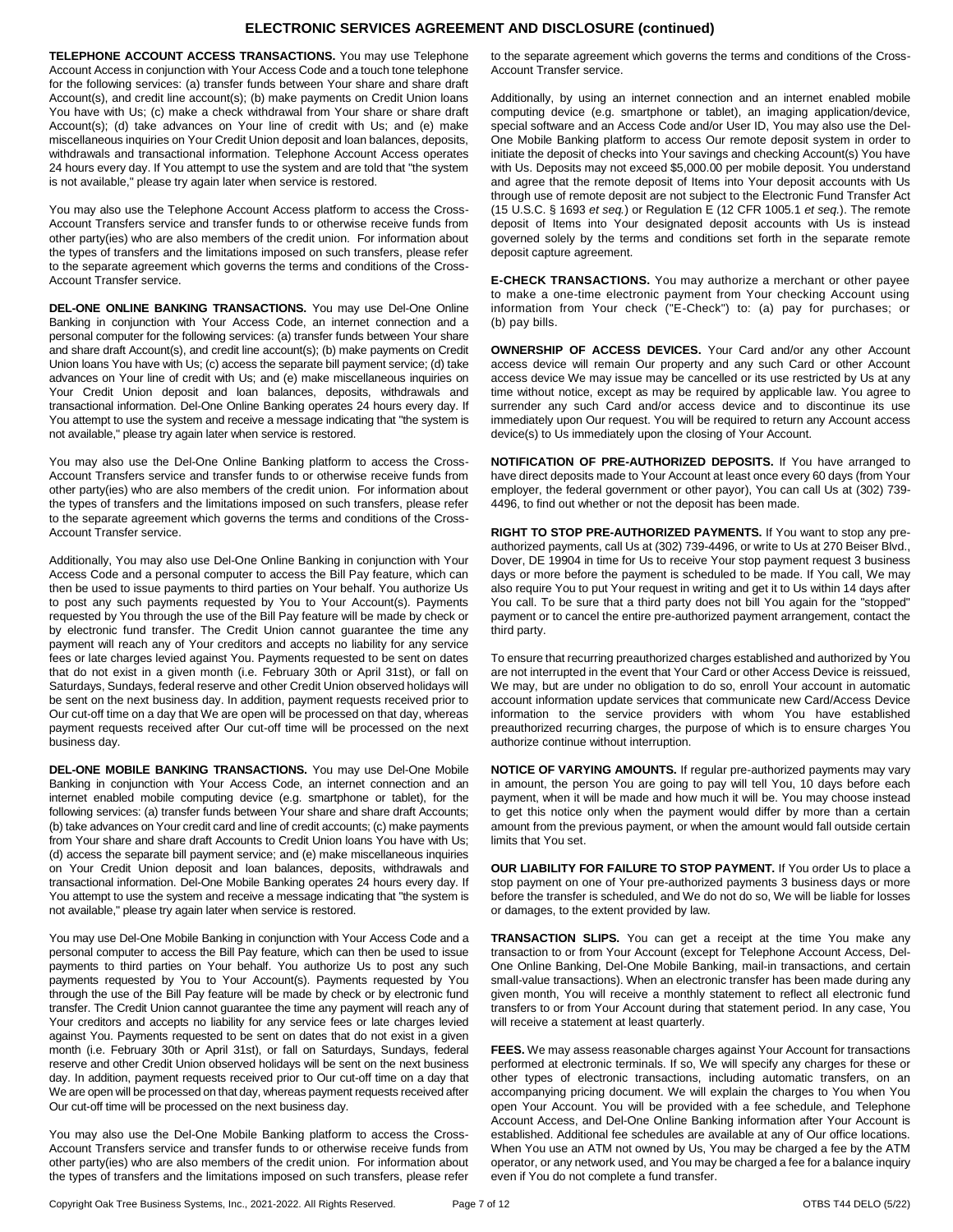## ELECTRONIC SERVICES AGREEMENT AND DISCLOSURE (continued)

**TELEPHONE ACCOUNT ACCESS TRANSACTIONS.** You may use Telephone Account Access in conjunction with Your Access Code and a touch tone telephone for the following services: (a) transfer funds between Your share and share draft Account(s), and credit line account(s); (b) make payments on Credit Union loans You have with Us; (c) make a check withdrawal from Your share or share draft Account(s); (d) take advances on Your line of credit with Us; and (e) make miscellaneous inquiries on Your Credit Union deposit and loan balances, deposits, withdrawals and transactional information. Telephone Account Access operates 24 hours every day. If You attempt to use the system and are told that "the system is not available," please try again later when service is restored.

You may also use the Telephone Account Access platform to access the Cross-Account Transfers service and transfer funds to or otherwise receive funds from other party(ies) who are also members of the credit union. For information about the types of transfers and the limitations imposed on such transfers, please refer to the separate agreement which governs the terms and conditions of the Cross-Account Transfer service.

**DEL-ONE ONLINE BANKING TRANSACTIONS.** You may use Del-One Online Banking in conjunction with Your Access Code, an internet connection and a personal computer for the following services: (a) transfer funds between Your share and share draft Account(s), and credit line account(s); (b) make payments on Credit Union loans You have with Us; (c) access the separate bill payment service; (d) take advances on Your line of credit with Us; and (e) make miscellaneous inquiries on Your Credit Union deposit and loan balances, deposits, withdrawals and transactional information. Del-One Online Banking operates 24 hours every day. If You attempt to use the system and receive a message indicating that "the system is not available," please try again later when service is restored.

You may also use the Del-One Online Banking platform to access the Cross-Account Transfers service and transfer funds to or otherwise receive funds from other party(ies) who are also members of the credit union. For information about the types of transfers and the limitations imposed on such transfers, please refer to the separate agreement which governs the terms and conditions of the Cross-Account Transfer service.

Additionally, You may also use Del-One Online Banking in conjunction with Your Access Code and a personal computer to access the Bill Pay feature, which can then be used to issue payments to third parties on Your behalf. You authorize Us to post any such payments requested by You to Your Account(s). Payments requested by You through the use of the Bill Pay feature will be made by check or by electronic fund transfer. The Credit Union cannot guarantee the time any payment will reach any of Your creditors and accepts no liability for any service fees or late charges levied against You. Payments requested to be sent on dates that do not exist in a given month (i.e. February 30th or April 31st), or fall on Saturdays, Sundays, federal reserve and other Credit Union observed holidays will be sent on the next business day. In addition, payment requests received prior to Our cut-off time on a day that We are open will be processed on that day, whereas payment requests received after Our cut-off time will be processed on the next business day.

**DEL-ONE MOBILE BANKING TRANSACTIONS.** You may use Del-One Mobile Banking in conjunction with Your Access Code, an internet connection and an internet enabled mobile computing device (e.g. smartphone or tablet), for the following services: (a) transfer funds between Your share and share draft Accounts; (b) take advances on Your credit card and line of credit accounts; (c) make payments from Your share and share draft Accounts to Credit Union loans You have with Us; (d) access the separate bill payment service; and (e) make miscellaneous inquiries on Your Credit Union deposit and loan balances, deposits, withdrawals and transactional information. Del-One Mobile Banking operates 24 hours every day. If You attempt to use the system and receive a message indicating that "the system is not available," please try again later when service is restored.

You may use Del-One Mobile Banking in conjunction with Your Access Code and a personal computer to access the Bill Pay feature, which can then be used to issue payments to third parties on Your behalf. You authorize Us to post any such payments requested by You to Your Account(s). Payments requested by You through the use of the Bill Pay feature will be made by check or by electronic fund transfer. The Credit Union cannot guarantee the time any payment will reach any of Your creditors and accepts no liability for any service fees or late charges levied against You. Payments requested to be sent on dates that do not exist in a given month (i.e. February 30th or April 31st), or fall on Saturdays, Sundays, federal reserve and other Credit Union observed holidays will be sent on the next business day. In addition, payment requests received prior to Our cut-off time on a day that We are open will be processed on that day, whereas payment requests received after Our cut-off time will be processed on the next business day.

You may also use the Del-One Mobile Banking platform to access the Cross-Account Transfers service and transfer funds to or otherwise receive funds from other party(ies) who are also members of the credit union. For information about the types of transfers and the limitations imposed on such transfers, please refer to the separate agreement which governs the terms and conditions of the Cross-Account Transfer service.

Additionally, by using an internet connection and an internet enabled mobile computing device (e.g. smartphone or tablet), an imaging application/device, special software and an Access Code and/or User ID, You may also use the Del-One Mobile Banking platform to access Our remote deposit system in order to initiate the deposit of checks into Your savings and checking Account(s) You have with Us. Deposits may not exceed $5,000.00 per mobile deposit. You understand and agree that the remote deposit of Items into Your deposit accounts with Us through use of remote deposit are not subject to the Electronic Fund Transfer Act (15 U.S.C. § 1693 *et seq.*) or Regulation E (12 CFR 1005.1 *et seq.*). The remote deposit of Items into Your designated deposit accounts with Us is instead governed solely by the terms and conditions set forth in the separate remote deposit capture agreement.

**E-CHECK TRANSACTIONS.** You may authorize a merchant or other payee to make a one-time electronic payment from Your checking Account using information from Your check ("E-Check") to: (a) pay for purchases; or (b) pay bills.

**OWNERSHIP OF ACCESS DEVICES.** Your Card and/or any other Account access device will remain Our property and any such Card or other Account access device We may issue may be cancelled or its use restricted by Us at any time without notice, except as may be required by applicable law. You agree to surrender any such Card and/or access device and to discontinue its use immediately upon Our request. You will be required to return any Account access device(s) to Us immediately upon the closing of Your Account.

**NOTIFICATION OF PRE-AUTHORIZED DEPOSITS.** If You have arranged to have direct deposits made to Your Account at least once every 60 days (from Your employer, the federal government or other payor), You can call Us at (302) 739-4496, to find out whether or not the deposit has been made.

**RIGHT TO STOP PRE-AUTHORIZED PAYMENTS.** If You want to stop any pre-authorized payments, call Us at (302) 739-4496, or write to Us at 270 Beiser Blvd., Dover, DE 19904 in time for Us to receive Your stop payment request 3 business days or more before the payment is scheduled to be made. If You call, We may also require You to put Your request in writing and get it to Us within 14 days after You call. To be sure that a third party does not bill You again for the "stopped" payment or to cancel the entire pre-authorized payment arrangement, contact the third party.

To ensure that recurring preauthorized charges established and authorized by You are not interrupted in the event that Your Card or other Access Device is reissued, We may, but are under no obligation to do so, enroll Your account in automatic account information update services that communicate new Card/Access Device information to the service providers with whom You have established preauthorized recurring charges, the purpose of which is to ensure charges You authorize continue without interruption.

**NOTICE OF VARYING AMOUNTS.** If regular pre-authorized payments may vary in amount, the person You are going to pay will tell You, 10 days before each payment, when it will be made and how much it will be. You may choose instead to get this notice only when the payment would differ by more than a certain amount from the previous payment, or when the amount would fall outside certain limits that You set.

**OUR LIABILITY FOR FAILURE TO STOP PAYMENT.** If You order Us to place a stop payment on one of Your pre-authorized payments 3 business days or more before the transfer is scheduled, and We do not do so, We will be liable for losses or damages, to the extent provided by law.

**TRANSACTION SLIPS.** You can get a receipt at the time You make any transaction to or from Your Account (except for Telephone Account Access, Del-One Online Banking, Del-One Mobile Banking, mail-in transactions, and certain small-value transactions). When an electronic transfer has been made during any given month, You will receive a monthly statement to reflect all electronic fund transfers to or from Your Account during that statement period. In any case, You will receive a statement at least quarterly.

**FEES.** We may assess reasonable charges against Your Account for transactions performed at electronic terminals. If so, We will specify any charges for these or other types of electronic transactions, including automatic transfers, on an accompanying pricing document. We will explain the charges to You when You open Your Account. You will be provided with a fee schedule, and Telephone Account Access, and Del-One Online Banking information after Your Account is established. Additional fee schedules are available at any of Our office locations. When You use an ATM not owned by Us, You may be charged a fee by the ATM operator, or any network used, and You may be charged a fee for a balance inquiry even if You do not complete a fund transfer.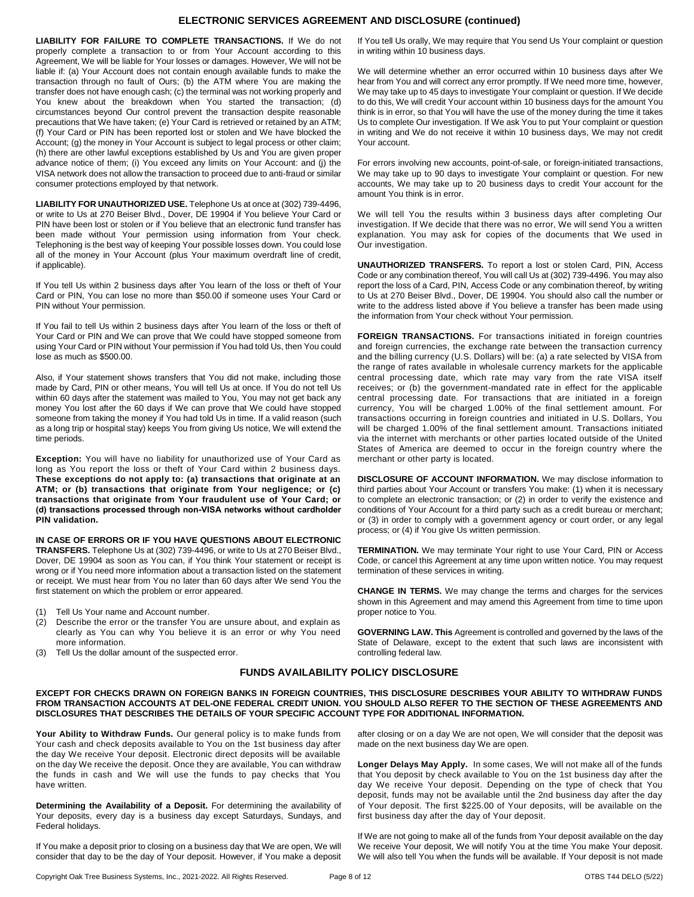## ELECTRONIC SERVICES AGREEMENT AND DISCLOSURE (continued)

**LIABILITY FOR FAILURE TO COMPLETE TRANSACTIONS.** If We do not properly complete a transaction to or from Your Account according to this Agreement, We will be liable for Your losses or damages. However, We will not be liable if: (a) Your Account does not contain enough available funds to make the transaction through no fault of Ours; (b) the ATM where You are making the transfer does not have enough cash; (c) the terminal was not working properly and You knew about the breakdown when You started the transaction; (d) circumstances beyond Our control prevent the transaction despite reasonable precautions that We have taken; (e) Your Card is retrieved or retained by an ATM; (f) Your Card or PIN has been reported lost or stolen and We have blocked the Account; (g) the money in Your Account is subject to legal process or other claim; (h) there are other lawful exceptions established by Us and You are given proper advance notice of them; (i) You exceed any limits on Your Account: and (j) the VISA network does not allow the transaction to proceed due to anti-fraud or similar consumer protections employed by that network.

**LIABILITY FOR UNAUTHORIZED USE.** Telephone Us at once at (302) 739-4496, or write to Us at 270 Beiser Blvd., Dover, DE 19904 if You believe Your Card or PIN have been lost or stolen or if You believe that an electronic fund transfer has been made without Your permission using information from Your check. Telephoning is the best way of keeping Your possible losses down. You could lose all of the money in Your Account (plus Your maximum overdraft line of credit, if applicable).

If You tell Us within 2 business days after You learn of the loss or theft of Your Card or PIN, You can lose no more than $50.00 if someone uses Your Card or PIN without Your permission.

If You fail to tell Us within 2 business days after You learn of the loss or theft of Your Card or PIN and We can prove that We could have stopped someone from using Your Card or PIN without Your permission if You had told Us, then You could lose as much as $500.00.

Also, if Your statement shows transfers that You did not make, including those made by Card, PIN or other means, You will tell Us at once. If You do not tell Us within 60 days after the statement was mailed to You, You may not get back any money You lost after the 60 days if We can prove that We could have stopped someone from taking the money if You had told Us in time. If a valid reason (such as a long trip or hospital stay) keeps You from giving Us notice, We will extend the time periods.

**Exception:** You will have no liability for unauthorized use of Your Card as long as You report the loss or theft of Your Card within 2 business days. **These exceptions do not apply to: (a) transactions that originate at an ATM; or (b) transactions that originate from Your negligence; or (c) transactions that originate from Your fraudulent use of Your Card; or (d) transactions processed through non-VISA networks without cardholder PIN validation.**

**IN CASE OF ERRORS OR IF YOU HAVE QUESTIONS ABOUT ELECTRONIC TRANSFERS.** Telephone Us at (302) 739-4496, or write to Us at 270 Beiser Blvd., Dover, DE 19904 as soon as You can, if You think Your statement or receipt is wrong or if You need more information about a transaction listed on the statement or receipt. We must hear from You no later than 60 days after We send You the first statement on which the problem or error appeared.

(1) Tell Us Your name and Account number.
(2) Describe the error or the transfer You are unsure about, and explain as clearly as You can why You believe it is an error or why You need more information.
(3) Tell Us the dollar amount of the suspected error.

If You tell Us orally, We may require that You send Us Your complaint or question in writing within 10 business days.

We will determine whether an error occurred within 10 business days after We hear from You and will correct any error promptly. If We need more time, however, We may take up to 45 days to investigate Your complaint or question. If We decide to do this, We will credit Your account within 10 business days for the amount You think is in error, so that You will have the use of the money during the time it takes Us to complete Our investigation. If We ask You to put Your complaint or question in writing and We do not receive it within 10 business days, We may not credit Your account.

For errors involving new accounts, point-of-sale, or foreign-initiated transactions, We may take up to 90 days to investigate Your complaint or question. For new accounts, We may take up to 20 business days to credit Your account for the amount You think is in error.

We will tell You the results within 3 business days after completing Our investigation. If We decide that there was no error, We will send You a written explanation. You may ask for copies of the documents that We used in Our investigation.

**UNAUTHORIZED TRANSFERS.** To report a lost or stolen Card, PIN, Access Code or any combination thereof, You will call Us at (302) 739-4496. You may also report the loss of a Card, PIN, Access Code or any combination thereof, by writing to Us at 270 Beiser Blvd., Dover, DE 19904. You should also call the number or write to the address listed above if You believe a transfer has been made using the information from Your check without Your permission.

**FOREIGN TRANSACTIONS.** For transactions initiated in foreign countries and foreign currencies, the exchange rate between the transaction currency and the billing currency (U.S. Dollars) will be: (a) a rate selected by VISA from the range of rates available in wholesale currency markets for the applicable central processing date, which rate may vary from the rate VISA itself receives; or (b) the government-mandated rate in effect for the applicable central processing date. For transactions that are initiated in a foreign currency, You will be charged 1.00% of the final settlement amount. For transactions occurring in foreign countries and initiated in U.S. Dollars, You will be charged 1.00% of the final settlement amount. Transactions initiated via the internet with merchants or other parties located outside of the United States of America are deemed to occur in the foreign country where the merchant or other party is located.

**DISCLOSURE OF ACCOUNT INFORMATION.** We may disclose information to third parties about Your Account or transfers You make: (1) when it is necessary to complete an electronic transaction; or (2) in order to verify the existence and conditions of Your Account for a third party such as a credit bureau or merchant; or (3) in order to comply with a government agency or court order, or any legal process; or (4) if You give Us written permission.

**TERMINATION.** We may terminate Your right to use Your Card, PIN or Access Code, or cancel this Agreement at any time upon written notice. You may request termination of these services in writing.

**CHANGE IN TERMS.** We may change the terms and charges for the services shown in this Agreement and may amend this Agreement from time to time upon proper notice to You.

**GOVERNING LAW. This** Agreement is controlled and governed by the laws of the State of Delaware, except to the extent that such laws are inconsistent with controlling federal law.

## FUNDS AVAILABILITY POLICY DISCLOSURE

**EXCEPT FOR CHECKS DRAWN ON FOREIGN BANKS IN FOREIGN COUNTRIES, THIS DISCLOSURE DESCRIBES YOUR ABILITY TO WITHDRAW FUNDS FROM TRANSACTION ACCOUNTS AT DEL-ONE FEDERAL CREDIT UNION. YOU SHOULD ALSO REFER TO THE SECTION OF THESE AGREEMENTS AND DISCLOSURES THAT DESCRIBES THE DETAILS OF YOUR SPECIFIC ACCOUNT TYPE FOR ADDITIONAL INFORMATION.**

**Your Ability to Withdraw Funds.** Our general policy is to make funds from Your cash and check deposits available to You on the 1st business day after the day We receive Your deposit. Electronic direct deposits will be available on the day We receive the deposit. Once they are available, You can withdraw the funds in cash and We will use the funds to pay checks that You have written.

**Determining the Availability of a Deposit.** For determining the availability of Your deposits, every day is a business day except Saturdays, Sundays, and Federal holidays.

If You make a deposit prior to closing on a business day that We are open, We will consider that day to be the day of Your deposit. However, if You make a deposit after closing or on a day We are not open, We will consider that the deposit was made on the next business day We are open.

**Longer Delays May Apply.** In some cases, We will not make all of the funds that You deposit by check available to You on the 1st business day after the day We receive Your deposit. Depending on the type of check that You deposit, funds may not be available until the 2nd business day after the day of Your deposit. The first $225.00 of Your deposits, will be available on the first business day after the day of Your deposit.

If We are not going to make all of the funds from Your deposit available on the day We receive Your deposit, We will notify You at the time You make Your deposit. We will also tell You when the funds will be available. If Your deposit is not made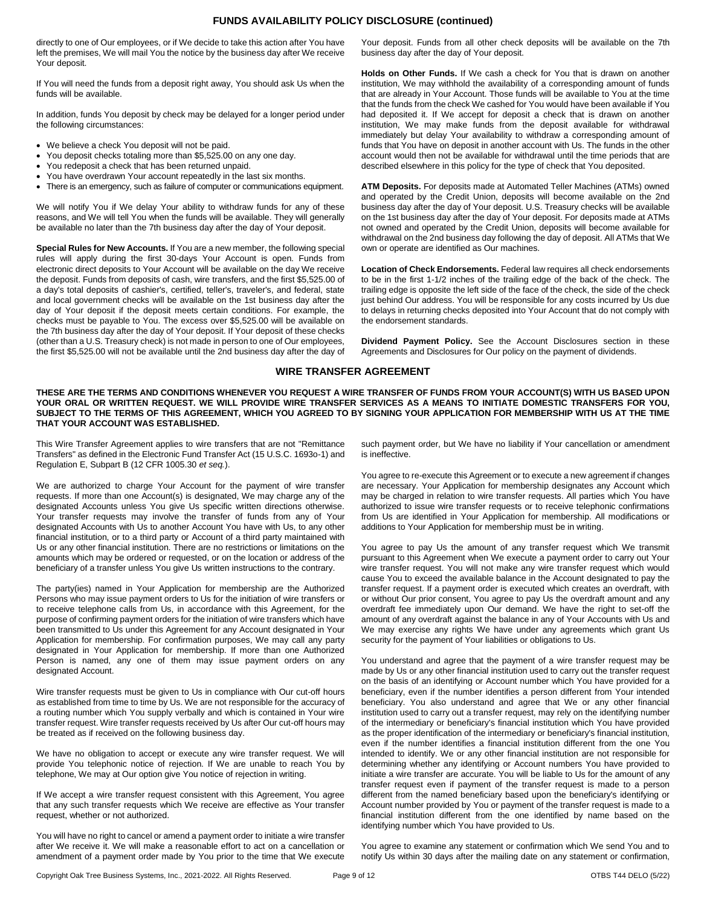## FUNDS AVAILABILITY POLICY DISCLOSURE (continued)

directly to one of Our employees, or if We decide to take this action after You have left the premises, We will mail You the notice by the business day after We receive Your deposit.

If You will need the funds from a deposit right away, You should ask Us when the funds will be available.

In addition, funds You deposit by check may be delayed for a longer period under the following circumstances:

- We believe a check You deposit will not be paid.
- You deposit checks totaling more than $5,525.00 on any one day.
- You redeposit a check that has been returned unpaid.
- You have overdrawn Your account repeatedly in the last six months.
- There is an emergency, such as failure of computer or communications equipment.

We will notify You if We delay Your ability to withdraw funds for any of these reasons, and We will tell You when the funds will be available. They will generally be available no later than the 7th business day after the day of Your deposit.

**Special Rules for New Accounts.** If You are a new member, the following special rules will apply during the first 30-days Your Account is open. Funds from electronic direct deposits to Your Account will be available on the day We receive the deposit. Funds from deposits of cash, wire transfers, and the first $5,525.00 of a day's total deposits of cashier's, certified, teller's, traveler's, and federal, state and local government checks will be available on the 1st business day after the day of Your deposit if the deposit meets certain conditions. For example, the checks must be payable to You. The excess over $5,525.00 will be available on the 7th business day after the day of Your deposit. If Your deposit of these checks (other than a U.S. Treasury check) is not made in person to one of Our employees, the first $5,525.00 will not be available until the 2nd business day after the day of Your deposit. Funds from all other check deposits will be available on the 7th business day after the day of Your deposit.

**Holds on Other Funds.** If We cash a check for You that is drawn on another institution, We may withhold the availability of a corresponding amount of funds that are already in Your Account. Those funds will be available to You at the time that the funds from the check We cashed for You would have been available if You had deposited it. If We accept for deposit a check that is drawn on another institution, We may make funds from the deposit available for withdrawal immediately but delay Your availability to withdraw a corresponding amount of funds that You have on deposit in another account with Us. The funds in the other account would then not be available for withdrawal until the time periods that are described elsewhere in this policy for the type of check that You deposited.

**ATM Deposits.** For deposits made at Automated Teller Machines (ATMs) owned and operated by the Credit Union, deposits will become available on the 2nd business day after the day of Your deposit. U.S. Treasury checks will be available on the 1st business day after the day of Your deposit. For deposits made at ATMs not owned and operated by the Credit Union, deposits will become available for withdrawal on the 2nd business day following the day of deposit. All ATMs that We own or operate are identified as Our machines.

**Location of Check Endorsements.** Federal law requires all check endorsements to be in the first 1-1/2 inches of the trailing edge of the back of the check. The trailing edge is opposite the left side of the face of the check, the side of the check just behind Our address. You will be responsible for any costs incurred by Us due to delays in returning checks deposited into Your Account that do not comply with the endorsement standards.

**Dividend Payment Policy.** See the Account Disclosures section in these Agreements and Disclosures for Our policy on the payment of dividends.

## WIRE TRANSFER AGREEMENT

**THESE ARE THE TERMS AND CONDITIONS WHENEVER YOU REQUEST A WIRE TRANSFER OF FUNDS FROM YOUR ACCOUNT(S) WITH US BASED UPON YOUR ORAL OR WRITTEN REQUEST. WE WILL PROVIDE WIRE TRANSFER SERVICES AS A MEANS TO INITIATE DOMESTIC TRANSFERS FOR YOU, SUBJECT TO THE TERMS OF THIS AGREEMENT, WHICH YOU AGREED TO BY SIGNING YOUR APPLICATION FOR MEMBERSHIP WITH US AT THE TIME THAT YOUR ACCOUNT WAS ESTABLISHED.**

This Wire Transfer Agreement applies to wire transfers that are not "Remittance Transfers" as defined in the Electronic Fund Transfer Act (15 U.S.C. 1693o-1) and Regulation E, Subpart B (12 CFR 1005.30 *et seq.*).

We are authorized to charge Your Account for the payment of wire transfer requests. If more than one Account(s) is designated, We may charge any of the designated Accounts unless You give Us specific written directions otherwise. Your transfer requests may involve the transfer of funds from any of Your designated Accounts with Us to another Account You have with Us, to any other financial institution, or to a third party or Account of a third party maintained with Us or any other financial institution. There are no restrictions or limitations on the amounts which may be ordered or requested, or on the location or address of the beneficiary of a transfer unless You give Us written instructions to the contrary.

The party(ies) named in Your Application for membership are the Authorized Persons who may issue payment orders to Us for the initiation of wire transfers or to receive telephone calls from Us, in accordance with this Agreement, for the purpose of confirming payment orders for the initiation of wire transfers which have been transmitted to Us under this Agreement for any Account designated in Your Application for membership. For confirmation purposes, We may call any party designated in Your Application for membership. If more than one Authorized Person is named, any one of them may issue payment orders on any designated Account.

Wire transfer requests must be given to Us in compliance with Our cut-off hours as established from time to time by Us. We are not responsible for the accuracy of a routing number which You supply verbally and which is contained in Your wire transfer request. Wire transfer requests received by Us after Our cut-off hours may be treated as if received on the following business day.

We have no obligation to accept or execute any wire transfer request. We will provide You telephonic notice of rejection. If We are unable to reach You by telephone, We may at Our option give You notice of rejection in writing.

If We accept a wire transfer request consistent with this Agreement, You agree that any such transfer requests which We receive are effective as Your transfer request, whether or not authorized.

You will have no right to cancel or amend a payment order to initiate a wire transfer after We receive it. We will make a reasonable effort to act on a cancellation or amendment of a payment order made by You prior to the time that We execute such payment order, but We have no liability if Your cancellation or amendment is ineffective.

You agree to re-execute this Agreement or to execute a new agreement if changes are necessary. Your Application for membership designates any Account which may be charged in relation to wire transfer requests. All parties which You have authorized to issue wire transfer requests or to receive telephonic confirmations from Us are identified in Your Application for membership. All modifications or additions to Your Application for membership must be in writing.

You agree to pay Us the amount of any transfer request which We transmit pursuant to this Agreement when We execute a payment order to carry out Your wire transfer request. You will not make any wire transfer request which would cause You to exceed the available balance in the Account designated to pay the transfer request. If a payment order is executed which creates an overdraft, with or without Our prior consent, You agree to pay Us the overdraft amount and any overdraft fee immediately upon Our demand. We have the right to set-off the amount of any overdraft against the balance in any of Your Accounts with Us and We may exercise any rights We have under any agreements which grant Us security for the payment of Your liabilities or obligations to Us.

You understand and agree that the payment of a wire transfer request may be made by Us or any other financial institution used to carry out the transfer request on the basis of an identifying or Account number which You have provided for a beneficiary, even if the number identifies a person different from Your intended beneficiary. You also understand and agree that We or any other financial institution used to carry out a transfer request, may rely on the identifying number of the intermediary or beneficiary's financial institution which You have provided as the proper identification of the intermediary or beneficiary's financial institution, even if the number identifies a financial institution different from the one You intended to identify. We or any other financial institution are not responsible for determining whether any identifying or Account numbers You have provided to initiate a wire transfer are accurate. You will be liable to Us for the amount of any transfer request even if payment of the transfer request is made to a person different from the named beneficiary based upon the beneficiary's identifying or Account number provided by You or payment of the transfer request is made to a financial institution different from the one identified by name based on the identifying number which You have provided to Us.

You agree to examine any statement or confirmation which We send You and to notify Us within 30 days after the mailing date on any statement or confirmation,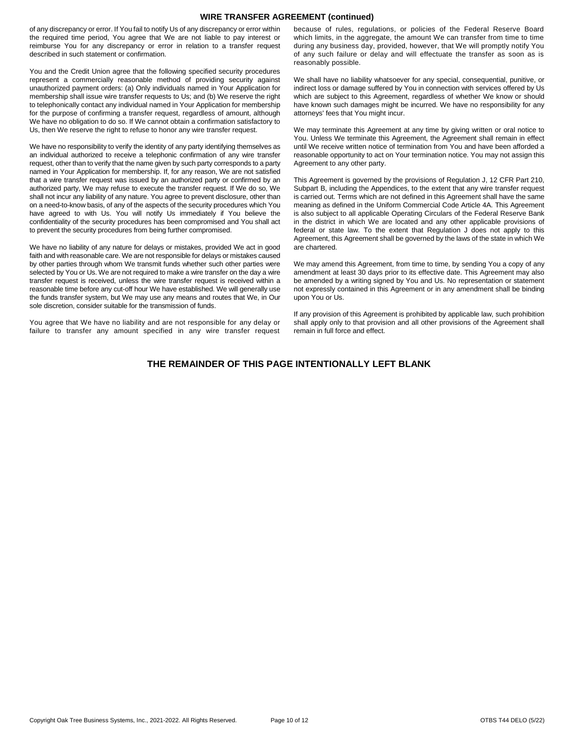## WIRE TRANSFER AGREEMENT (continued)

of any discrepancy or error. If You fail to notify Us of any discrepancy or error within the required time period, You agree that We are not liable to pay interest or reimburse You for any discrepancy or error in relation to a transfer request described in such statement or confirmation.

You and the Credit Union agree that the following specified security procedures represent a commercially reasonable method of providing security against unauthorized payment orders: (a) Only individuals named in Your Application for membership shall issue wire transfer requests to Us; and (b) We reserve the right to telephonically contact any individual named in Your Application for membership for the purpose of confirming a transfer request, regardless of amount, although We have no obligation to do so. If We cannot obtain a confirmation satisfactory to Us, then We reserve the right to refuse to honor any wire transfer request.

We have no responsibility to verify the identity of any party identifying themselves as an individual authorized to receive a telephonic confirmation of any wire transfer request, other than to verify that the name given by such party corresponds to a party named in Your Application for membership. If, for any reason, We are not satisfied that a wire transfer request was issued by an authorized party or confirmed by an authorized party, We may refuse to execute the transfer request. If We do so, We shall not incur any liability of any nature. You agree to prevent disclosure, other than on a need-to-know basis, of any of the aspects of the security procedures which You have agreed to with Us. You will notify Us immediately if You believe the confidentiality of the security procedures has been compromised and You shall act to prevent the security procedures from being further compromised.

We have no liability of any nature for delays or mistakes, provided We act in good faith and with reasonable care. We are not responsible for delays or mistakes caused by other parties through whom We transmit funds whether such other parties were selected by You or Us. We are not required to make a wire transfer on the day a wire transfer request is received, unless the wire transfer request is received within a reasonable time before any cut-off hour We have established. We will generally use the funds transfer system, but We may use any means and routes that We, in Our sole discretion, consider suitable for the transmission of funds.

You agree that We have no liability and are not responsible for any delay or failure to transfer any amount specified in any wire transfer request because of rules, regulations, or policies of the Federal Reserve Board which limits, in the aggregate, the amount We can transfer from time to time during any business day, provided, however, that We will promptly notify You of any such failure or delay and will effectuate the transfer as soon as is reasonably possible.

We shall have no liability whatsoever for any special, consequential, punitive, or indirect loss or damage suffered by You in connection with services offered by Us which are subject to this Agreement, regardless of whether We know or should have known such damages might be incurred. We have no responsibility for any attorneys' fees that You might incur.

We may terminate this Agreement at any time by giving written or oral notice to You. Unless We terminate this Agreement, the Agreement shall remain in effect until We receive written notice of termination from You and have been afforded a reasonable opportunity to act on Your termination notice. You may not assign this Agreement to any other party.

This Agreement is governed by the provisions of Regulation J, 12 CFR Part 210, Subpart B, including the Appendices, to the extent that any wire transfer request is carried out. Terms which are not defined in this Agreement shall have the same meaning as defined in the Uniform Commercial Code Article 4A. This Agreement is also subject to all applicable Operating Circulars of the Federal Reserve Bank in the district in which We are located and any other applicable provisions of federal or state law. To the extent that Regulation J does not apply to this Agreement, this Agreement shall be governed by the laws of the state in which We are chartered.

We may amend this Agreement, from time to time, by sending You a copy of any amendment at least 30 days prior to its effective date. This Agreement may also be amended by a writing signed by You and Us. No representation or statement not expressly contained in this Agreement or in any amendment shall be binding upon You or Us.

If any provision of this Agreement is prohibited by applicable law, such prohibition shall apply only to that provision and all other provisions of the Agreement shall remain in full force and effect.

**THE REMAINDER OF THIS PAGE INTENTIONALLY LEFT BLANK**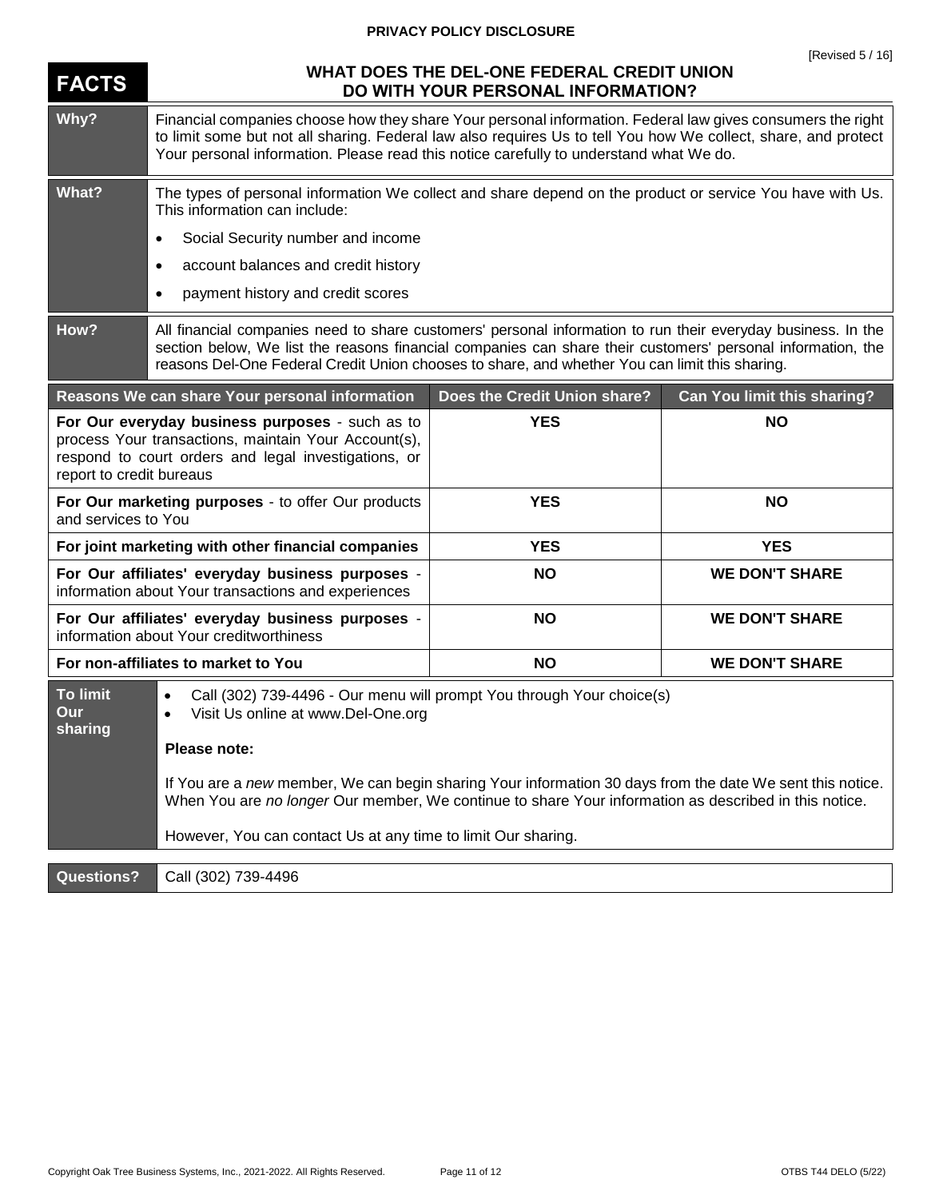# PRIVACY POLICY DISCLOSURE

[Revised 5 / 16]

## FACTS — WHAT DOES THE DEL-ONE FEDERAL CREDIT UNION DO WITH YOUR PERSONAL INFORMATION?

| | |
|---|---|
| **Why?** | Financial companies choose how they share Your personal information. Federal law gives consumers the right to limit some but not all sharing. Federal law also requires Us to tell You how We collect, share, and protect Your personal information. Please read this notice carefully to understand what We do. |
| **What?** | The types of personal information We collect and share depend on the product or service You have with Us. This information can include:<br>• Social Security number and income<br>• account balances and credit history<br>• payment history and credit scores |
| **How?** | All financial companies need to share customers' personal information to run their everyday business. In the section below, We list the reasons financial companies can share their customers' personal information, the reasons Del-One Federal Credit Union chooses to share, and whether You can limit this sharing. |

| Reasons We can share Your personal information | Does the Credit Union share? | Can You limit this sharing? |
|---|---|---|
| **For Our everyday business purposes** - such as to process Your transactions, maintain Your Account(s), respond to court orders and legal investigations, or report to credit bureaus | **YES** | **NO** |
| **For Our marketing purposes** - to offer Our products and services to You | **YES** | **NO** |
| **For joint marketing with other financial companies** | **YES** | **YES** |
| **For Our affiliates' everyday business purposes** - information about Your transactions and experiences | **NO** | **WE DON'T SHARE** |
| **For Our affiliates' everyday business purposes** - information about Your creditworthiness | **NO** | **WE DON'T SHARE** |
| **For non-affiliates to market to You** | **NO** | **WE DON'T SHARE** |

| | |
|---|---|
| **To limit Our sharing** | • Call (302) 739-4496 - Our menu will prompt You through Your choice(s)<br>• Visit Us online at www.Del-One.org<br><br>**Please note:**<br><br>If You are a *new* member, We can begin sharing Your information 30 days from the date We sent this notice. When You are *no longer* Our member, We continue to share Your information as described in this notice.<br><br>However, You can contact Us at any time to limit Our sharing. |

| | |
|---|---|
| **Questions?** | Call (302) 739-4496 |

Copyright Oak Tree Business Systems, Inc., 2021-2022. All Rights Reserved. OTBS T44 DELO (5/22)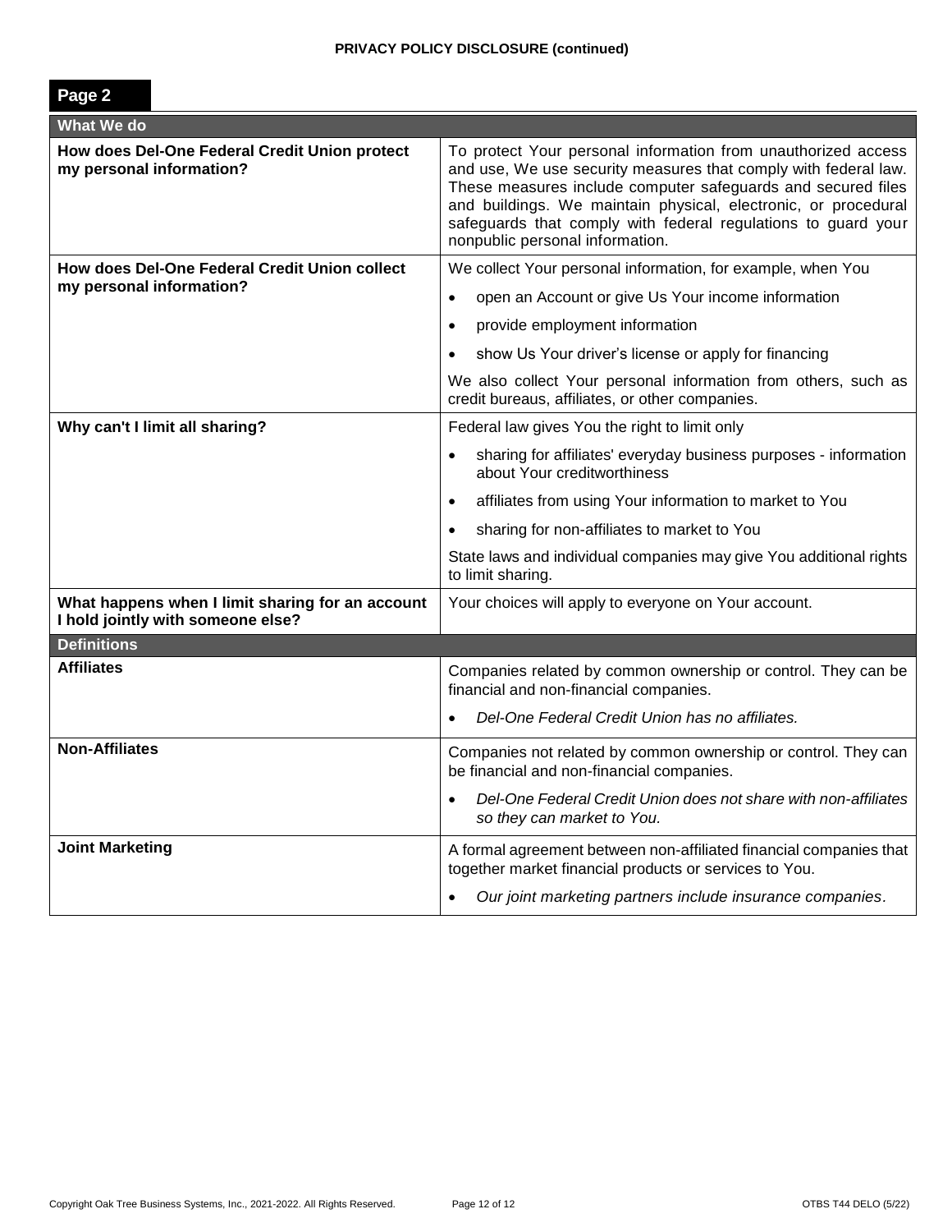**PRIVACY POLICY DISCLOSURE (continued)**

## Page 2

| What We do | |
|---|---|
| **How does Del-One Federal Credit Union protect my personal information?** | To protect Your personal information from unauthorized access and use, We use security measures that comply with federal law. These measures include computer safeguards and secured files and buildings. We maintain physical, electronic, or procedural safeguards that comply with federal regulations to guard your nonpublic personal information. |
| **How does Del-One Federal Credit Union collect my personal information?** | We collect Your personal information, for example, when You<br>• open an Account or give Us Your income information<br>• provide employment information<br>• show Us Your driver's license or apply for financing<br>We also collect Your personal information from others, such as credit bureaus, affiliates, or other companies. |
| **Why can't I limit all sharing?** | Federal law gives You the right to limit only<br>• sharing for affiliates' everyday business purposes - information about Your creditworthiness<br>• affiliates from using Your information to market to You<br>• sharing for non-affiliates to market to You<br>State laws and individual companies may give You additional rights to limit sharing. |
| **What happens when I limit sharing for an account I hold jointly with someone else?** | Your choices will apply to everyone on Your account. |

| Definitions | |
|---|---|
| **Affiliates** | Companies related by common ownership or control. They can be financial and non-financial companies.<br>• *Del-One Federal Credit Union has no affiliates.* |
| **Non-Affiliates** | Companies not related by common ownership or control. They can be financial and non-financial companies.<br>• *Del-One Federal Credit Union does not share with non-affiliates so they can market to You.* |
| **Joint Marketing** | A formal agreement between non-affiliated financial companies that together market financial products or services to You.<br>• *Our joint marketing partners include insurance companies.* |

Copyright Oak Tree Business Systems, Inc., 2021-2022. All Rights Reserved. OTBS T44 DELO (5/22)